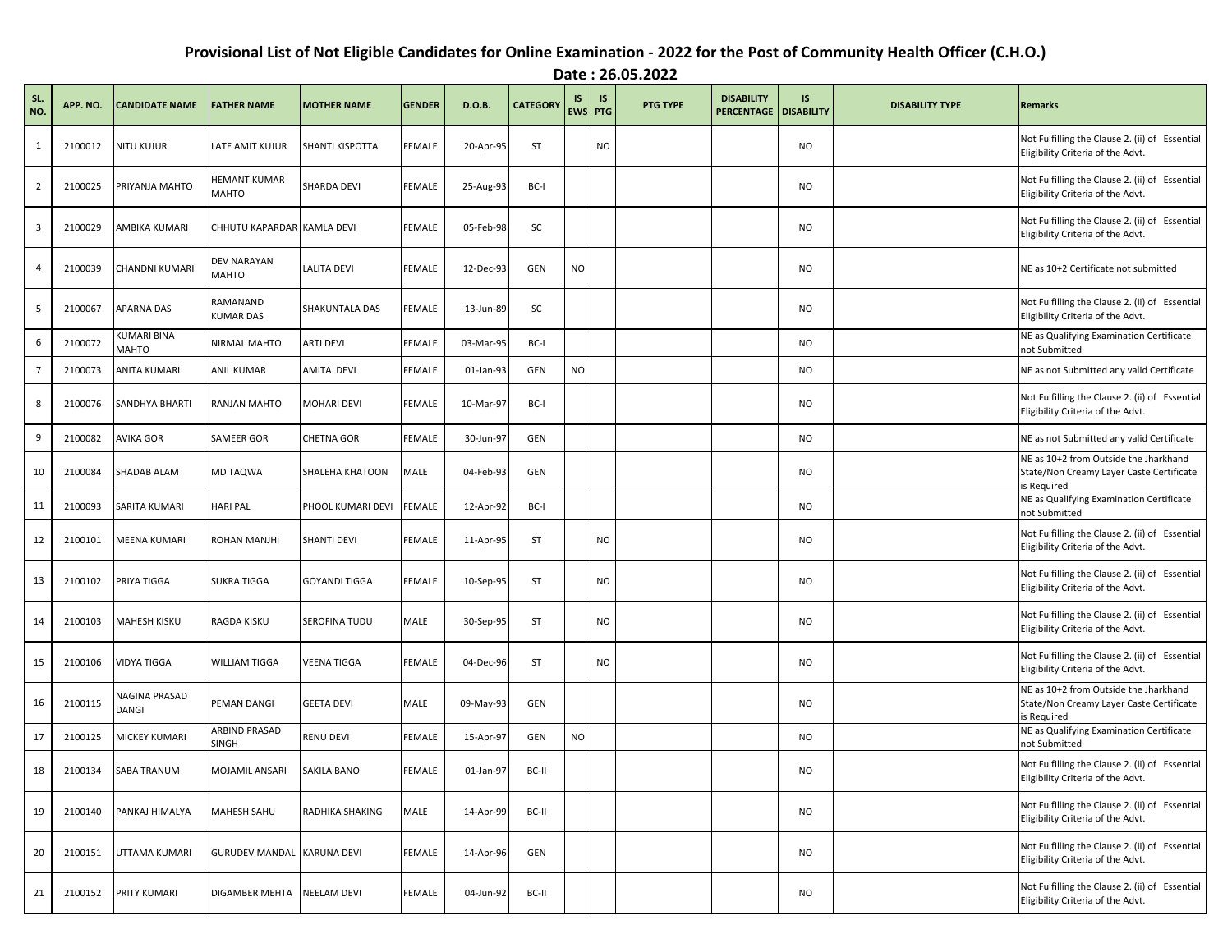# Provisional List of Not Eligible Candidates for Online Examination - 2022 for the Post of Community Health Officer (C.H.O.)

## Date : 26.05.2022

| SL. NO. | APP. NO. | CANDIDATE NAME | FATHER NAME | MOTHER NAME | GENDER | D.O.B. | CATEGORY | IS EWS | IS PTG | PTG TYPE | DISABILITY PERCENTAGE | IS DISABILITY | DISABILITY TYPE | Remarks |
|---|---|---|---|---|---|---|---|---|---|---|---|---|---|---|
| 1 | 2100012 | NITU KUJUR | LATE AMIT KUJUR | SHANTI KISPOTTA | FEMALE | 20-Apr-95 | ST | | NO | | | NO | | Not Fulfilling the Clause 2. (ii) of Essential Eligibility Criteria of the Advt. |
| 2 | 2100025 | PRIYANJA MAHTO | HEMANT KUMAR MAHTO | SHARDA DEVI | FEMALE | 25-Aug-93 | BC-I | | | | | NO | | Not Fulfilling the Clause 2. (ii) of Essential Eligibility Criteria of the Advt. |
| 3 | 2100029 | AMBIKA KUMARI | CHHUTU KAPARDAR | KAMLA DEVI | FEMALE | 05-Feb-98 | SC | | | | | NO | | Not Fulfilling the Clause 2. (ii) of Essential Eligibility Criteria of the Advt. |
| 4 | 2100039 | CHANDNI KUMARI | DEV NARAYAN MAHTO | LALITA DEVI | FEMALE | 12-Dec-93 | GEN | NO | | | | NO | | NE as 10+2 Certificate not submitted |
| 5 | 2100067 | APARNA DAS | RAMANAND KUMAR DAS | SHAKUNTALA DAS | FEMALE | 13-Jun-89 | SC | | | | | NO | | Not Fulfilling the Clause 2. (ii) of Essential Eligibility Criteria of the Advt. |
| 6 | 2100072 | KUMARI BINA MAHTO | NIRMAL MAHTO | ARTI DEVI | FEMALE | 03-Mar-95 | BC-I | | | | | NO | | NE as Qualifying Examination Certificate not Submitted |
| 7 | 2100073 | ANITA KUMARI | ANIL KUMAR | AMITA DEVI | FEMALE | 01-Jan-93 | GEN | NO | | | | NO | | NE as not Submitted any valid Certificate |
| 8 | 2100076 | SANDHYA BHARTI | RANJAN MAHTO | MOHARI DEVI | FEMALE | 10-Mar-97 | BC-I | | | | | NO | | Not Fulfilling the Clause 2. (ii) of Essential Eligibility Criteria of the Advt. |
| 9 | 2100082 | AVIKA GOR | SAMEER GOR | CHETNA GOR | FEMALE | 30-Jun-97 | GEN | | | | | NO | | NE as not Submitted any valid Certificate |
| 10 | 2100084 | SHADAB ALAM | MD TAQWA | SHALEHA KHATOON | MALE | 04-Feb-93 | GEN | | | | | NO | | NE as 10+2 from Outside the Jharkhand State/Non Creamy Layer Caste Certificate is Required |
| 11 | 2100093 | SARITA KUMARI | HARI PAL | PHOOL KUMARI DEVI | FEMALE | 12-Apr-92 | BC-I | | | | | NO | | NE as Qualifying Examination Certificate not Submitted |
| 12 | 2100101 | MEENA KUMARI | ROHAN MANJHI | SHANTI DEVI | FEMALE | 11-Apr-95 | ST | | NO | | | NO | | Not Fulfilling the Clause 2. (ii) of Essential Eligibility Criteria of the Advt. |
| 13 | 2100102 | PRIYA TIGGA | SUKRA TIGGA | GOYANDI TIGGA | FEMALE | 10-Sep-95 | ST | | NO | | | NO | | Not Fulfilling the Clause 2. (ii) of Essential Eligibility Criteria of the Advt. |
| 14 | 2100103 | MAHESH KISKU | RAGDA KISKU | SEROFINA TUDU | MALE | 30-Sep-95 | ST | | NO | | | NO | | Not Fulfilling the Clause 2. (ii) of Essential Eligibility Criteria of the Advt. |
| 15 | 2100106 | VIDYA TIGGA | WILLIAM TIGGA | VEENA TIGGA | FEMALE | 04-Dec-96 | ST | | NO | | | NO | | Not Fulfilling the Clause 2. (ii) of Essential Eligibility Criteria of the Advt. |
| 16 | 2100115 | NAGINA PRASAD DANGI | PEMAN DANGI | GEETA DEVI | MALE | 09-May-93 | GEN | | | | | NO | | NE as 10+2 from Outside the Jharkhand State/Non Creamy Layer Caste Certificate is Required |
| 17 | 2100125 | MICKEY KUMARI | ARBIND PRASAD SINGH | RENU DEVI | FEMALE | 15-Apr-97 | GEN | NO | | | | NO | | NE as Qualifying Examination Certificate not Submitted |
| 18 | 2100134 | SABA TRANUM | MOJAMIL ANSARI | SAKILA BANO | FEMALE | 01-Jan-97 | BC-II | | | | | NO | | Not Fulfilling the Clause 2. (ii) of Essential Eligibility Criteria of the Advt. |
| 19 | 2100140 | PANKAJ HIMALYA | MAHESH SAHU | RADHIKA SHAKING | MALE | 14-Apr-99 | BC-II | | | | | NO | | Not Fulfilling the Clause 2. (ii) of Essential Eligibility Criteria of the Advt. |
| 20 | 2100151 | UTTAMA KUMARI | GURUDEV MANDAL | KARUNA DEVI | FEMALE | 14-Apr-96 | GEN | | | | | NO | | Not Fulfilling the Clause 2. (ii) of Essential Eligibility Criteria of the Advt. |
| 21 | 2100152 | PRITY KUMARI | DIGAMBER MEHTA | NEELAM DEVI | FEMALE | 04-Jun-92 | BC-II | | | | | NO | | Not Fulfilling the Clause 2. (ii) of Essential Eligibility Criteria of the Advt. |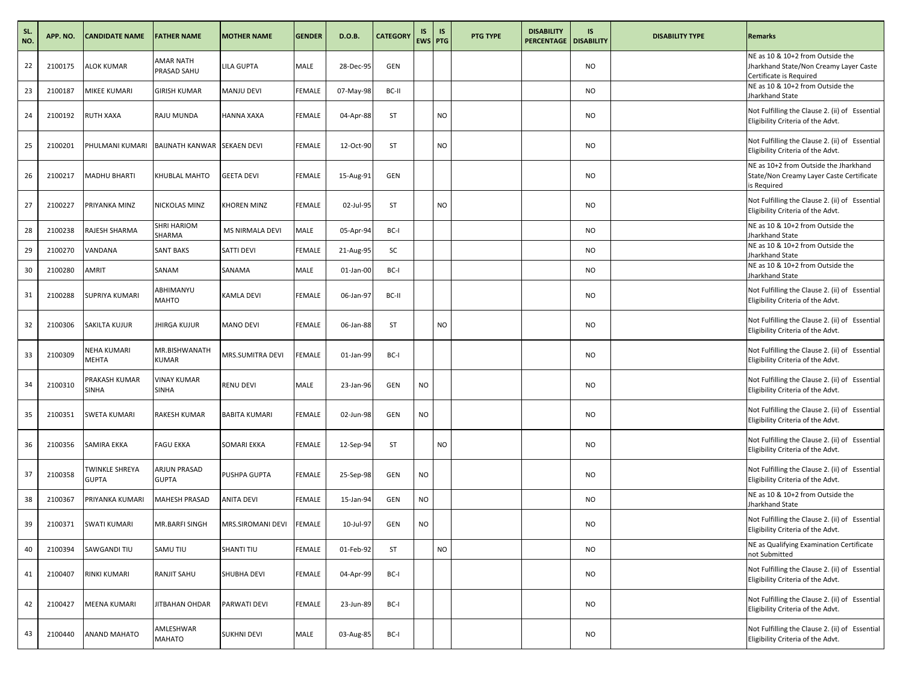| SL. NO. | APP. NO. | CANDIDATE NAME | FATHER NAME | MOTHER NAME | GENDER | D.O.B. | CATEGORY | IS EWS | IS PTG | PTG TYPE | DISABILITY PERCENTAGE | IS DISABILITY | DISABILITY TYPE | Remarks |
|---|---|---|---|---|---|---|---|---|---|---|---|---|---|---|
| 22 | 2100175 | ALOK KUMAR | AMAR NATH PRASAD SAHU | LILA GUPTA | MALE | 28-Dec-95 | GEN | | | | | NO | | NE as 10 & 10+2 from Outside the Jharkhand State/Non Creamy Layer Caste Certificate is Required |
| 23 | 2100187 | MIKEE KUMARI | GIRISH KUMAR | MANJU DEVI | FEMALE | 07-May-98 | BC-II | | | | | NO | | NE as 10 & 10+2 from Outside the Jharkhand State |
| 24 | 2100192 | RUTH XAXA | RAJU MUNDA | HANNA XAXA | FEMALE | 04-Apr-88 | ST | | NO | | | NO | | Not Fulfilling the Clause 2. (ii) of Essential Eligibility Criteria of the Advt. |
| 25 | 2100201 | PHULMANI KUMARI | BAIJNATH KANWAR | SEKAEN DEVI | FEMALE | 12-Oct-90 | ST | | NO | | | NO | | Not Fulfilling the Clause 2. (ii) of Essential Eligibility Criteria of the Advt. |
| 26 | 2100217 | MADHU BHARTI | KHUBLAL MAHTO | GEETA DEVI | FEMALE | 15-Aug-91 | GEN | | | | | NO | | NE as 10+2 from Outside the Jharkhand State/Non Creamy Layer Caste Certificate is Required |
| 27 | 2100227 | PRIYANKA MINZ | NICKOLAS MINZ | KHOREN MINZ | FEMALE | 02-Jul-95 | ST | | NO | | | NO | | Not Fulfilling the Clause 2. (ii) of Essential Eligibility Criteria of the Advt. |
| 28 | 2100238 | RAJESH SHARMA | SHRI HARIOM SHARMA | MS NIRMALA DEVI | MALE | 05-Apr-94 | BC-I | | | | | NO | | NE as 10 & 10+2 from Outside the Jharkhand State |
| 29 | 2100270 | VANDANA | SANT BAKS | SATTI DEVI | FEMALE | 21-Aug-95 | SC | | | | | NO | | NE as 10 & 10+2 from Outside the Jharkhand State |
| 30 | 2100280 | AMRIT | SANAM | SANAMA | MALE | 01-Jan-00 | BC-I | | | | | NO | | NE as 10 & 10+2 from Outside the Jharkhand State |
| 31 | 2100288 | SUPRIYA KUMARI | ABHIMANYU MAHTO | KAMLA DEVI | FEMALE | 06-Jan-97 | BC-II | | | | | NO | | Not Fulfilling the Clause 2. (ii) of Essential Eligibility Criteria of the Advt. |
| 32 | 2100306 | SAKILTA KUJUR | JHIRGA KUJUR | MANO DEVI | FEMALE | 06-Jan-88 | ST | | NO | | | NO | | Not Fulfilling the Clause 2. (ii) of Essential Eligibility Criteria of the Advt. |
| 33 | 2100309 | NEHA KUMARI MEHTA | MR.BISHWANATH KUMAR | MRS.SUMITRA DEVI | FEMALE | 01-Jan-99 | BC-I | | | | | NO | | Not Fulfilling the Clause 2. (ii) of Essential Eligibility Criteria of the Advt. |
| 34 | 2100310 | PRAKASH KUMAR SINHA | VINAY KUMAR SINHA | RENU DEVI | MALE | 23-Jan-96 | GEN | NO | | | | NO | | Not Fulfilling the Clause 2. (ii) of Essential Eligibility Criteria of the Advt. |
| 35 | 2100351 | SWETA KUMARI | RAKESH KUMAR | BABITA KUMARI | FEMALE | 02-Jun-98 | GEN | NO | | | | NO | | Not Fulfilling the Clause 2. (ii) of Essential Eligibility Criteria of the Advt. |
| 36 | 2100356 | SAMIRA EKKA | FAGU EKKA | SOMARI EKKA | FEMALE | 12-Sep-94 | ST | | NO | | | NO | | Not Fulfilling the Clause 2. (ii) of Essential Eligibility Criteria of the Advt. |
| 37 | 2100358 | TWINKLE SHREYA GUPTA | ARJUN PRASAD GUPTA | PUSHPA GUPTA | FEMALE | 25-Sep-98 | GEN | NO | | | | NO | | Not Fulfilling the Clause 2. (ii) of Essential Eligibility Criteria of the Advt. |
| 38 | 2100367 | PRIYANKA KUMARI | MAHESH PRASAD | ANITA DEVI | FEMALE | 15-Jan-94 | GEN | NO | | | | NO | | NE as 10 & 10+2 from Outside the Jharkhand State |
| 39 | 2100371 | SWATI KUMARI | MR.BARFI SINGH | MRS.SIROMANI DEVI | FEMALE | 10-Jul-97 | GEN | NO | | | | NO | | Not Fulfilling the Clause 2. (ii) of Essential Eligibility Criteria of the Advt. |
| 40 | 2100394 | SAWGANDI TIU | SAMU TIU | SHANTI TIU | FEMALE | 01-Feb-92 | ST | | NO | | | NO | | NE as Qualifying Examination Certificate not Submitted |
| 41 | 2100407 | RINKI KUMARI | RANJIT SAHU | SHUBHA DEVI | FEMALE | 04-Apr-99 | BC-I | | | | | NO | | Not Fulfilling the Clause 2. (ii) of Essential Eligibility Criteria of the Advt. |
| 42 | 2100427 | MEENA KUMARI | JITBAHAN OHDAR | PARWATI DEVI | FEMALE | 23-Jun-89 | BC-I | | | | | NO | | Not Fulfilling the Clause 2. (ii) of Essential Eligibility Criteria of the Advt. |
| 43 | 2100440 | ANAND MAHATO | AMLESHWAR MAHATO | SUKHNI DEVI | MALE | 03-Aug-85 | BC-I | | | | | NO | | Not Fulfilling the Clause 2. (ii) of Essential Eligibility Criteria of the Advt. |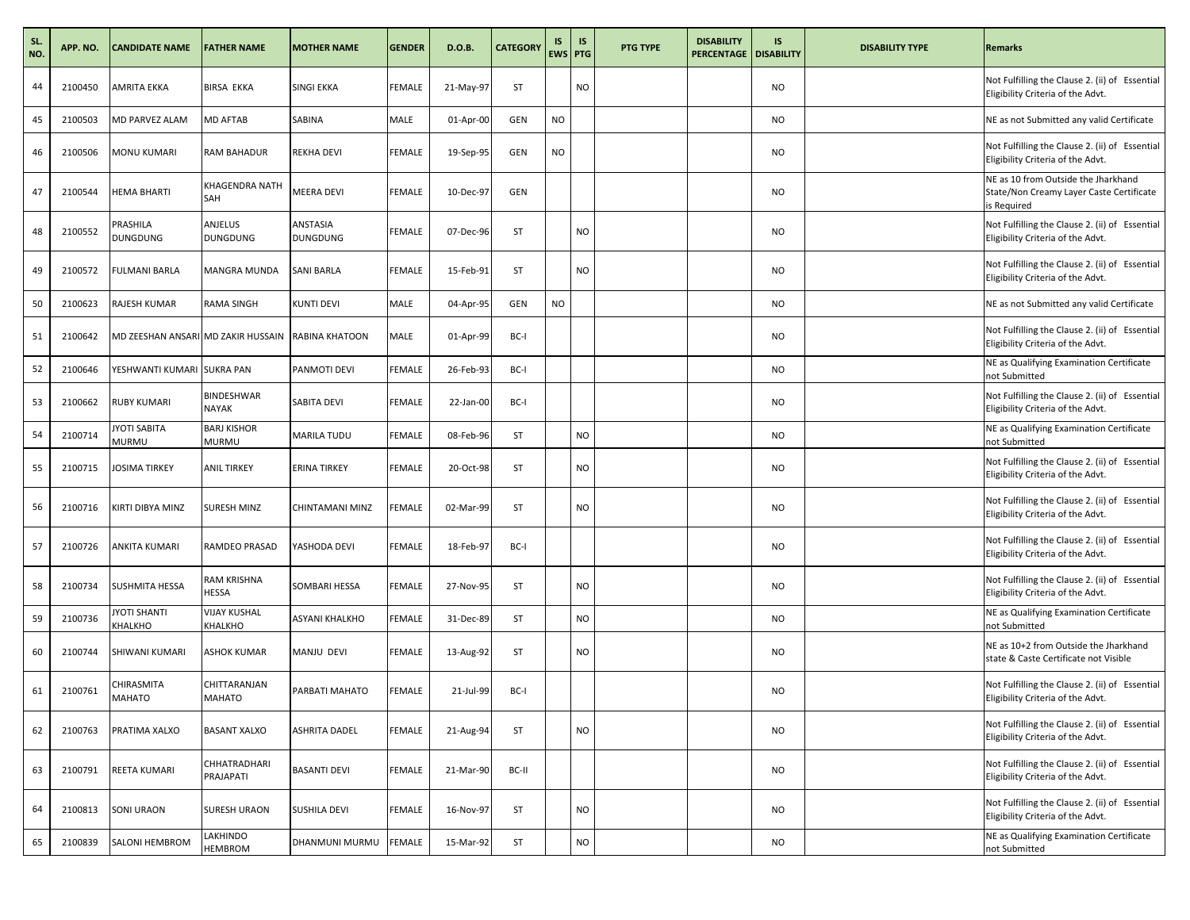| SL. NO. | APP. NO. | CANDIDATE NAME | FATHER NAME | MOTHER NAME | GENDER | D.O.B. | CATEGORY | IS EWS | IS PTG | PTG TYPE | DISABILITY PERCENTAGE | IS DISABILITY | DISABILITY TYPE | Remarks |
|---|---|---|---|---|---|---|---|---|---|---|---|---|---|---|
| 44 | 2100450 | AMRITA EKKA | BIRSA EKKA | SINGI EKKA | FEMALE | 21-May-97 | ST | | NO | | | NO | | Not Fulfilling the Clause 2. (ii) of Essential Eligibility Criteria of the Advt. |
| 45 | 2100503 | MD PARVEZ ALAM | MD AFTAB | SABINA | MALE | 01-Apr-00 | GEN | NO | | | | NO | | NE as not Submitted any valid Certificate |
| 46 | 2100506 | MONU KUMARI | RAM BAHADUR | REKHA DEVI | FEMALE | 19-Sep-95 | GEN | NO | | | | NO | | Not Fulfilling the Clause 2. (ii) of Essential Eligibility Criteria of the Advt. |
| 47 | 2100544 | HEMA BHARTI | KHAGENDRA NATH SAH | MEERA DEVI | FEMALE | 10-Dec-97 | GEN | | | | | NO | | NE as 10 from Outside the Jharkhand State/Non Creamy Layer Caste Certificate is Required |
| 48 | 2100552 | PRASHILA DUNGDUNG | ANJELUS DUNGDUNG | ANSTASIA DUNGDUNG | FEMALE | 07-Dec-96 | ST | | NO | | | NO | | Not Fulfilling the Clause 2. (ii) of Essential Eligibility Criteria of the Advt. |
| 49 | 2100572 | FULMANI BARLA | MANGRA MUNDA | SANI BARLA | FEMALE | 15-Feb-91 | ST | | NO | | | NO | | Not Fulfilling the Clause 2. (ii) of Essential Eligibility Criteria of the Advt. |
| 50 | 2100623 | RAJESH KUMAR | RAMA SINGH | KUNTI DEVI | MALE | 04-Apr-95 | GEN | NO | | | | NO | | NE as not Submitted any valid Certificate |
| 51 | 2100642 | MD ZEESHAN ANSARI | MD ZAKIR HUSSAIN | RABINA KHATOON | MALE | 01-Apr-99 | BC-I | | | | | NO | | Not Fulfilling the Clause 2. (ii) of Essential Eligibility Criteria of the Advt. |
| 52 | 2100646 | YESHWANTI KUMARI | SUKRA PAN | PANMOTI DEVI | FEMALE | 26-Feb-93 | BC-I | | | | | NO | | NE as Qualifying Examination Certificate not Submitted |
| 53 | 2100662 | RUBY KUMARI | BINDESHWAR NAYAK | SABITA DEVI | FEMALE | 22-Jan-00 | BC-I | | | | | NO | | Not Fulfilling the Clause 2. (ii) of Essential Eligibility Criteria of the Advt. |
| 54 | 2100714 | JYOTI SABITA MURMU | BARJ KISHOR MURMU | MARILA TUDU | FEMALE | 08-Feb-96 | ST | | NO | | | NO | | NE as Qualifying Examination Certificate not Submitted |
| 55 | 2100715 | JOSIMA TIRKEY | ANIL TIRKEY | ERINA TIRKEY | FEMALE | 20-Oct-98 | ST | | NO | | | NO | | Not Fulfilling the Clause 2. (ii) of Essential Eligibility Criteria of the Advt. |
| 56 | 2100716 | KIRTI DIBYA MINZ | SURESH MINZ | CHINTAMANI MINZ | FEMALE | 02-Mar-99 | ST | | NO | | | NO | | Not Fulfilling the Clause 2. (ii) of Essential Eligibility Criteria of the Advt. |
| 57 | 2100726 | ANKITA KUMARI | RAMDEO PRASAD | YASHODA DEVI | FEMALE | 18-Feb-97 | BC-I | | | | | NO | | Not Fulfilling the Clause 2. (ii) of Essential Eligibility Criteria of the Advt. |
| 58 | 2100734 | SUSHMITA HESSA | RAM KRISHNA HESSA | SOMBARI HESSA | FEMALE | 27-Nov-95 | ST | | NO | | | NO | | Not Fulfilling the Clause 2. (ii) of Essential Eligibility Criteria of the Advt. |
| 59 | 2100736 | JYOTI SHANTI KHALKHO | VIJAY KUSHAL KHALKHO | ASYANI KHALKHO | FEMALE | 31-Dec-89 | ST | | NO | | | NO | | NE as Qualifying Examination Certificate not Submitted |
| 60 | 2100744 | SHIWANI KUMARI | ASHOK KUMAR | MANJU DEVI | FEMALE | 13-Aug-92 | ST | | NO | | | NO | | NE as 10+2 from Outside the Jharkhand state & Caste Certificate not Visible |
| 61 | 2100761 | CHIRASMITA MAHATO | CHITTARANJAN MAHATO | PARBATI MAHATO | FEMALE | 21-Jul-99 | BC-I | | | | | NO | | Not Fulfilling the Clause 2. (ii) of Essential Eligibility Criteria of the Advt. |
| 62 | 2100763 | PRATIMA XALXO | BASANT XALXO | ASHRITA DADEL | FEMALE | 21-Aug-94 | ST | | NO | | | NO | | Not Fulfilling the Clause 2. (ii) of Essential Eligibility Criteria of the Advt. |
| 63 | 2100791 | REETA KUMARI | CHHATRADHARI PRAJAPATI | BASANTI DEVI | FEMALE | 21-Mar-90 | BC-II | | | | | NO | | Not Fulfilling the Clause 2. (ii) of Essential Eligibility Criteria of the Advt. |
| 64 | 2100813 | SONI URAON | SURESH URAON | SUSHILA DEVI | FEMALE | 16-Nov-97 | ST | | NO | | | NO | | Not Fulfilling the Clause 2. (ii) of Essential Eligibility Criteria of the Advt. |
| 65 | 2100839 | SALONI HEMBROM | LAKHINDO HEMBROM | DHANMUNI MURMU | FEMALE | 15-Mar-92 | ST | | NO | | | NO | | NE as Qualifying Examination Certificate not Submitted |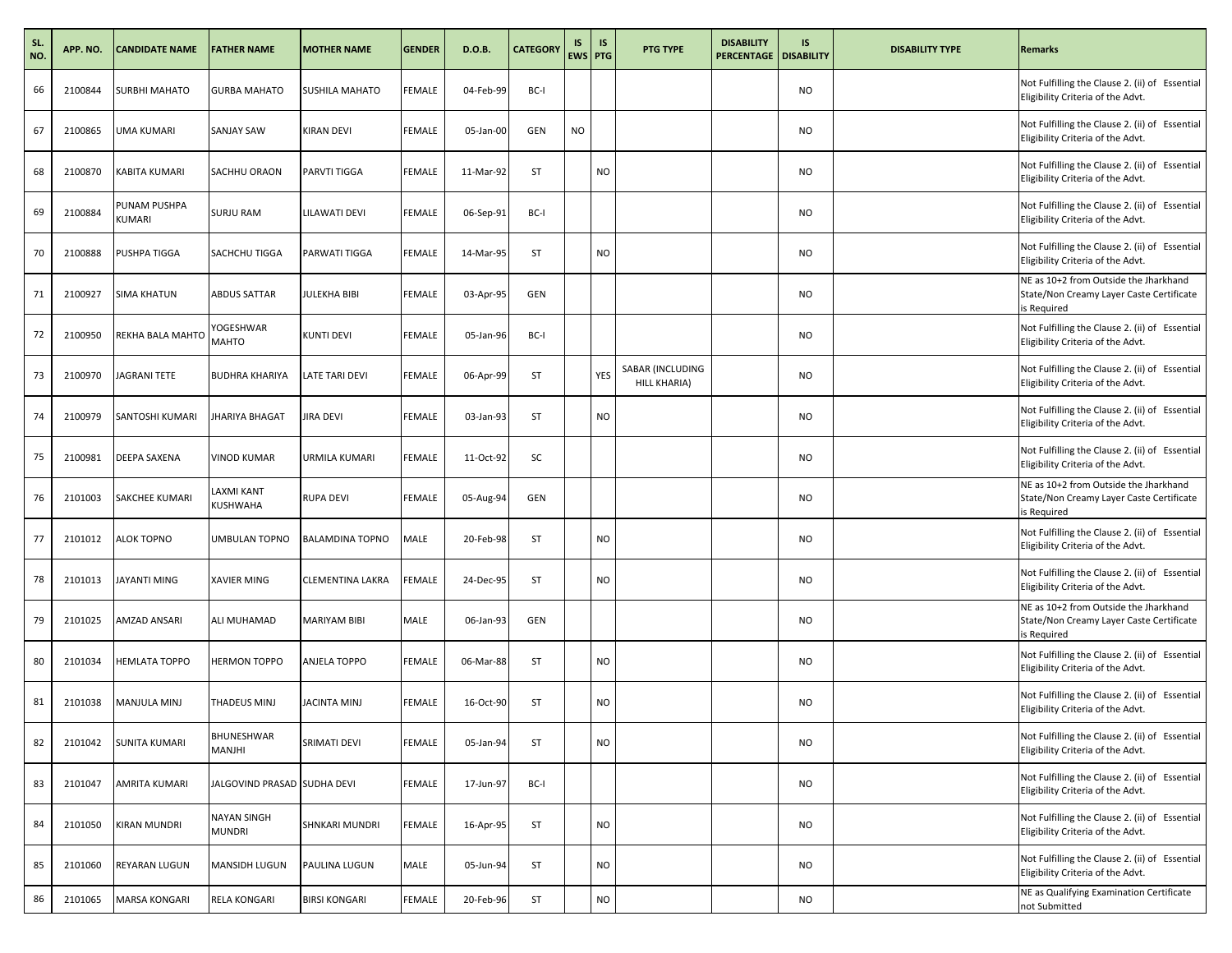| SL. NO. | APP. NO. | CANDIDATE NAME | FATHER NAME | MOTHER NAME | GENDER | D.O.B. | CATEGORY | IS EWS | IS PTG | PTG TYPE | DISABILITY PERCENTAGE | IS DISABILITY | DISABILITY TYPE | Remarks |
|---|---|---|---|---|---|---|---|---|---|---|---|---|---|---|
| 66 | 2100844 | SURBHI MAHATO | GURBA MAHATO | SUSHILA MAHATO | FEMALE | 04-Feb-99 | BC-I | | | | | NO | | Not Fulfilling the Clause 2. (ii) of Essential Eligibility Criteria of the Advt. |
| 67 | 2100865 | UMA KUMARI | SANJAY SAW | KIRAN DEVI | FEMALE | 05-Jan-00 | GEN | NO | | | | NO | | Not Fulfilling the Clause 2. (ii) of Essential Eligibility Criteria of the Advt. |
| 68 | 2100870 | KABITA KUMARI | SACHHU ORAON | PARVTI TIGGA | FEMALE | 11-Mar-92 | ST | | NO | | | NO | | Not Fulfilling the Clause 2. (ii) of Essential Eligibility Criteria of the Advt. |
| 69 | 2100884 | PUNAM PUSHPA KUMARI | SURJU RAM | LILAWATI DEVI | FEMALE | 06-Sep-91 | BC-I | | | | | NO | | Not Fulfilling the Clause 2. (ii) of Essential Eligibility Criteria of the Advt. |
| 70 | 2100888 | PUSHPA TIGGA | SACHCHU TIGGA | PARWATI TIGGA | FEMALE | 14-Mar-95 | ST | | NO | | | NO | | Not Fulfilling the Clause 2. (ii) of Essential Eligibility Criteria of the Advt. |
| 71 | 2100927 | SIMA KHATUN | ABDUS SATTAR | JULEKHA BIBI | FEMALE | 03-Apr-95 | GEN | | | | | NO | | NE as 10+2 from Outside the Jharkhand State/Non Creamy Layer Caste Certificate is Required |
| 72 | 2100950 | REKHA BALA MAHTO | YOGESHWAR MAHTO | KUNTI DEVI | FEMALE | 05-Jan-96 | BC-I | | | | | NO | | Not Fulfilling the Clause 2. (ii) of Essential Eligibility Criteria of the Advt. |
| 73 | 2100970 | JAGRANI TETE | BUDHRA KHARIYA | LATE TARI DEVI | FEMALE | 06-Apr-99 | ST | | YES | SABAR (INCLUDING HILL KHARIA) | | NO | | Not Fulfilling the Clause 2. (ii) of Essential Eligibility Criteria of the Advt. |
| 74 | 2100979 | SANTOSHI KUMARI | JHARIYA BHAGAT | JIRA DEVI | FEMALE | 03-Jan-93 | ST | | NO | | | NO | | Not Fulfilling the Clause 2. (ii) of Essential Eligibility Criteria of the Advt. |
| 75 | 2100981 | DEEPA SAXENA | VINOD KUMAR | URMILA KUMARI | FEMALE | 11-Oct-92 | SC | | | | | NO | | Not Fulfilling the Clause 2. (ii) of Essential Eligibility Criteria of the Advt. |
| 76 | 2101003 | SAKCHEE KUMARI | LAXMI KANT KUSHWAHA | RUPA DEVI | FEMALE | 05-Aug-94 | GEN | | | | | NO | | NE as 10+2 from Outside the Jharkhand State/Non Creamy Layer Caste Certificate is Required |
| 77 | 2101012 | ALOK TOPNO | UMBULAN TOPNO | BALAMDINA TOPNO | MALE | 20-Feb-98 | ST | | NO | | | NO | | Not Fulfilling the Clause 2. (ii) of Essential Eligibility Criteria of the Advt. |
| 78 | 2101013 | JAYANTI MING | XAVIER MING | CLEMENTINA LAKRA | FEMALE | 24-Dec-95 | ST | | NO | | | NO | | Not Fulfilling the Clause 2. (ii) of Essential Eligibility Criteria of the Advt. |
| 79 | 2101025 | AMZAD ANSARI | ALI MUHAMAD | MARIYAM BIBI | MALE | 06-Jan-93 | GEN | | | | | NO | | NE as 10+2 from Outside the Jharkhand State/Non Creamy Layer Caste Certificate is Required |
| 80 | 2101034 | HEMLATA TOPPO | HERMON TOPPO | ANJELA TOPPO | FEMALE | 06-Mar-88 | ST | | NO | | | NO | | Not Fulfilling the Clause 2. (ii) of Essential Eligibility Criteria of the Advt. |
| 81 | 2101038 | MANJULA MINJ | THADEUS MINJ | JACINTA MINJ | FEMALE | 16-Oct-90 | ST | | NO | | | NO | | Not Fulfilling the Clause 2. (ii) of Essential Eligibility Criteria of the Advt. |
| 82 | 2101042 | SUNITA KUMARI | BHUNESHWAR MANJHI | SRIMATI DEVI | FEMALE | 05-Jan-94 | ST | | NO | | | NO | | Not Fulfilling the Clause 2. (ii) of Essential Eligibility Criteria of the Advt. |
| 83 | 2101047 | AMRITA KUMARI | JALGOVIND PRASAD | SUDHA DEVI | FEMALE | 17-Jun-97 | BC-I | | | | | NO | | Not Fulfilling the Clause 2. (ii) of Essential Eligibility Criteria of the Advt. |
| 84 | 2101050 | KIRAN MUNDRI | NAYAN SINGH MUNDRI | SHNKARI MUNDRI | FEMALE | 16-Apr-95 | ST | | NO | | | NO | | Not Fulfilling the Clause 2. (ii) of Essential Eligibility Criteria of the Advt. |
| 85 | 2101060 | REYARAN LUGUN | MANSIDH LUGUN | PAULINA LUGUN | MALE | 05-Jun-94 | ST | | NO | | | NO | | Not Fulfilling the Clause 2. (ii) of Essential Eligibility Criteria of the Advt. |
| 86 | 2101065 | MARSA KONGARI | RELA KONGARI | BIRSI KONGARI | FEMALE | 20-Feb-96 | ST | | NO | | | NO | | NE as Qualifying Examination Certificate not Submitted |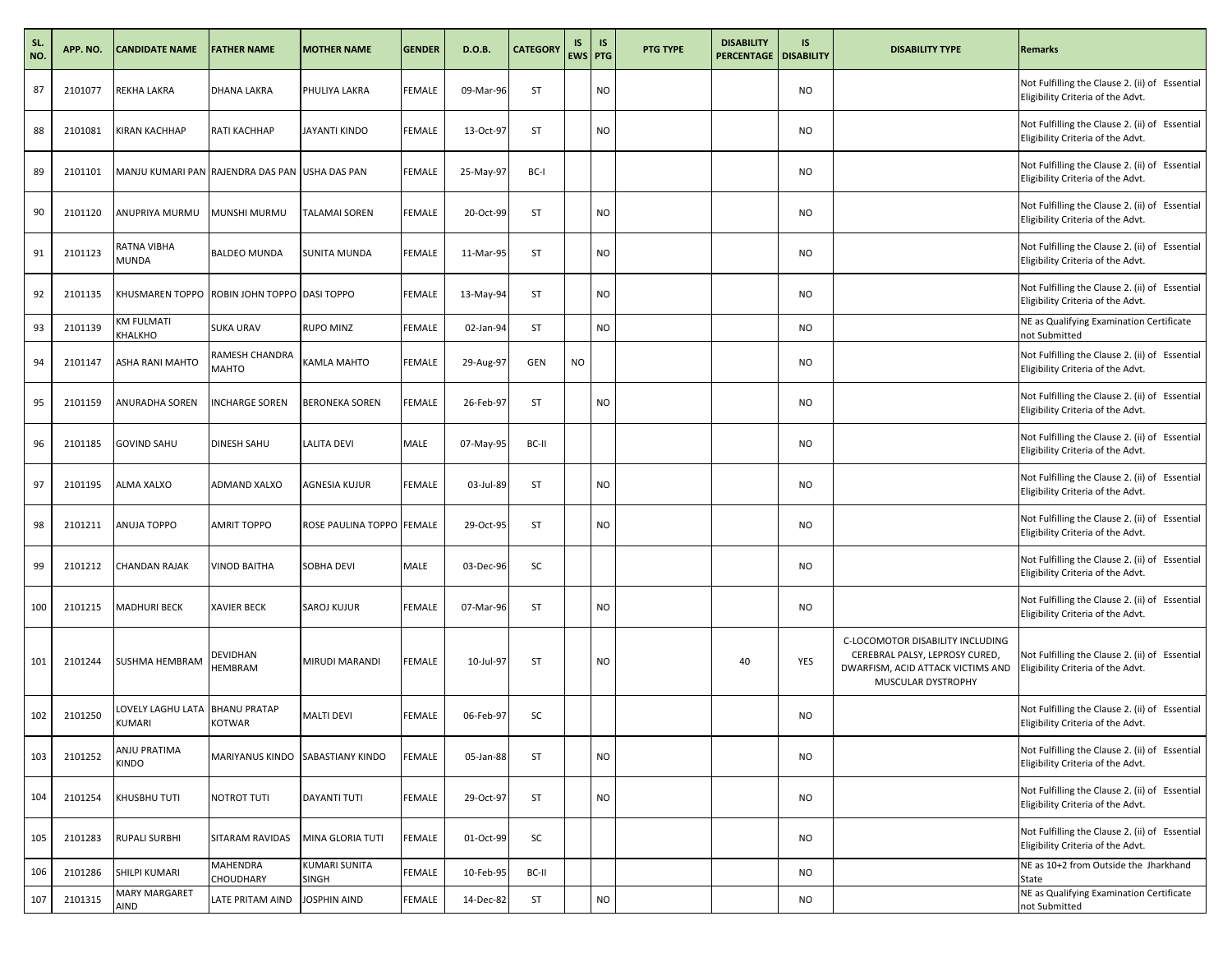| SL. NO. | APP. NO. | CANDIDATE NAME | FATHER NAME | MOTHER NAME | GENDER | D.O.B. | CATEGORY | IS EWS | IS PTG | PTG TYPE | DISABILITY PERCENTAGE | IS DISABILITY | DISABILITY TYPE | Remarks |
|---|---|---|---|---|---|---|---|---|---|---|---|---|---|---|
| 87 | 2101077 | REKHA LAKRA | DHANA LAKRA | PHULIYA LAKRA | FEMALE | 09-Mar-96 | ST | | NO | | | NO | | Not Fulfilling the Clause 2. (ii) of Essential Eligibility Criteria of the Advt. |
| 88 | 2101081 | KIRAN KACHHAP | RATI KACHHAP | JAYANTI KINDO | FEMALE | 13-Oct-97 | ST | | NO | | | NO | | Not Fulfilling the Clause 2. (ii) of Essential Eligibility Criteria of the Advt. |
| 89 | 2101101 | MANJU KUMARI PAN | RAJENDRA DAS PAN | USHA DAS PAN | FEMALE | 25-May-97 | BC-I | | | | | NO | | Not Fulfilling the Clause 2. (ii) of Essential Eligibility Criteria of the Advt. |
| 90 | 2101120 | ANUPRIYA MURMU | MUNSHI MURMU | TALAMAI SOREN | FEMALE | 20-Oct-99 | ST | | NO | | | NO | | Not Fulfilling the Clause 2. (ii) of Essential Eligibility Criteria of the Advt. |
| 91 | 2101123 | RATNA VIBHA MUNDA | BALDEO MUNDA | SUNITA MUNDA | FEMALE | 11-Mar-95 | ST | | NO | | | NO | | Not Fulfilling the Clause 2. (ii) of Essential Eligibility Criteria of the Advt. |
| 92 | 2101135 | KHUSMAREN TOPPO | ROBIN JOHN TOPPO | DASI TOPPO | FEMALE | 13-May-94 | ST | | NO | | | NO | | Not Fulfilling the Clause 2. (ii) of Essential Eligibility Criteria of the Advt. |
| 93 | 2101139 | KM FULMATI KHALKHO | SUKA URAV | RUPO MINZ | FEMALE | 02-Jan-94 | ST | | NO | | | NO | | NE as Qualifying Examination Certificate not Submitted |
| 94 | 2101147 | ASHA RANI MAHTO | RAMESH CHANDRA MAHTO | KAMLA MAHTO | FEMALE | 29-Aug-97 | GEN | NO | | | | NO | | Not Fulfilling the Clause 2. (ii) of Essential Eligibility Criteria of the Advt. |
| 95 | 2101159 | ANURADHA SOREN | INCHARGE SOREN | BERONEKA SOREN | FEMALE | 26-Feb-97 | ST | | NO | | | NO | | Not Fulfilling the Clause 2. (ii) of Essential Eligibility Criteria of the Advt. |
| 96 | 2101185 | GOVIND SAHU | DINESH SAHU | LALITA DEVI | MALE | 07-May-95 | BC-II | | | | | NO | | Not Fulfilling the Clause 2. (ii) of Essential Eligibility Criteria of the Advt. |
| 97 | 2101195 | ALMA XALXO | ADMAND XALXO | AGNESIA KUJUR | FEMALE | 03-Jul-89 | ST | | NO | | | NO | | Not Fulfilling the Clause 2. (ii) of Essential Eligibility Criteria of the Advt. |
| 98 | 2101211 | ANUJA TOPPO | AMRIT TOPPO | ROSE PAULINA TOPPO | FEMALE | 29-Oct-95 | ST | | NO | | | NO | | Not Fulfilling the Clause 2. (ii) of Essential Eligibility Criteria of the Advt. |
| 99 | 2101212 | CHANDAN RAJAK | VINOD BAITHA | SOBHA DEVI | MALE | 03-Dec-96 | SC | | | | | NO | | Not Fulfilling the Clause 2. (ii) of Essential Eligibility Criteria of the Advt. |
| 100 | 2101215 | MADHURI BECK | XAVIER BECK | SAROJ KUJUR | FEMALE | 07-Mar-96 | ST | | NO | | | NO | | Not Fulfilling the Clause 2. (ii) of Essential Eligibility Criteria of the Advt. |
| 101 | 2101244 | SUSHMA HEMBRAM | DEVIDHAN HEMBRAM | MIRUDI MARANDI | FEMALE | 10-Jul-97 | ST | | NO | | 40 | YES | C-LOCOMOTOR DISABILITY INCLUDING CEREBRAL PALSY, LEPROSY CURED, DWARFISM, ACID ATTACK VICTIMS AND MUSCULAR DYSTROPHY | Not Fulfilling the Clause 2. (ii) of Essential Eligibility Criteria of the Advt. |
| 102 | 2101250 | LOVELY LAGHU LATA KUMARI | BHANU PRATAP KOTWAR | MALTI DEVI | FEMALE | 06-Feb-97 | SC | | | | | NO | | Not Fulfilling the Clause 2. (ii) of Essential Eligibility Criteria of the Advt. |
| 103 | 2101252 | ANJU PRATIMA KINDO | MARIYANUS KINDO | SABASTIANY KINDO | FEMALE | 05-Jan-88 | ST | | NO | | | NO | | Not Fulfilling the Clause 2. (ii) of Essential Eligibility Criteria of the Advt. |
| 104 | 2101254 | KHUSBHU TUTI | NOTROT TUTI | DAYANTI TUTI | FEMALE | 29-Oct-97 | ST | | NO | | | NO | | Not Fulfilling the Clause 2. (ii) of Essential Eligibility Criteria of the Advt. |
| 105 | 2101283 | RUPALI SURBHI | SITARAM RAVIDAS | MINA GLORIA TUTI | FEMALE | 01-Oct-99 | SC | | | | | NO | | Not Fulfilling the Clause 2. (ii) of Essential Eligibility Criteria of the Advt. |
| 106 | 2101286 | SHILPI KUMARI | MAHENDRA CHOUDHARY | KUMARI SUNITA SINGH | FEMALE | 10-Feb-95 | BC-II | | | | | NO | | NE as 10+2 from Outside the Jharkhand State |
| 107 | 2101315 | MARY MARGARET AIND | LATE PRITAM AIND | JOSPHIN AIND | FEMALE | 14-Dec-82 | ST | | NO | | | NO | | NE as Qualifying Examination Certificate not Submitted |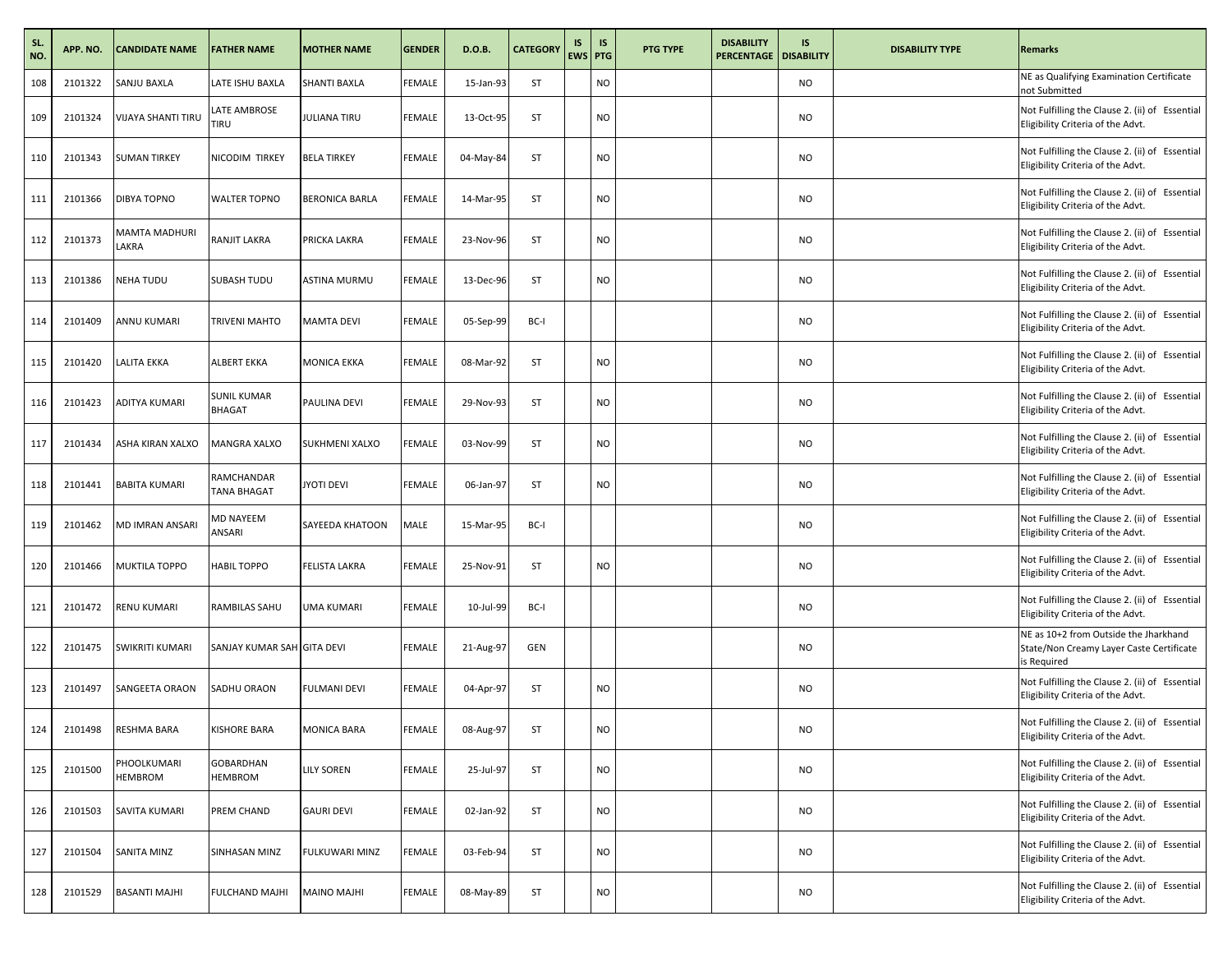| SL. NO. | APP. NO. | CANDIDATE NAME | FATHER NAME | MOTHER NAME | GENDER | D.O.B. | CATEGORY | IS EWS | IS PTG | PTG TYPE | DISABILITY PERCENTAGE | IS DISABILITY | DISABILITY TYPE | Remarks |
|---|---|---|---|---|---|---|---|---|---|---|---|---|---|---|
| 108 | 2101322 | SANJU BAXLA | LATE ISHU BAXLA | SHANTI BAXLA | FEMALE | 15-Jan-93 | ST | | NO | | | NO | | NE as Qualifying Examination Certificate not Submitted |
| 109 | 2101324 | VIJAYA SHANTI TIRU | LATE AMBROSE TIRU | JULIANA TIRU | FEMALE | 13-Oct-95 | ST | | NO | | | NO | | Not Fulfilling the Clause 2. (ii) of Essential Eligibility Criteria of the Advt. |
| 110 | 2101343 | SUMAN TIRKEY | NICODIM TIRKEY | BELA TIRKEY | FEMALE | 04-May-84 | ST | | NO | | | NO | | Not Fulfilling the Clause 2. (ii) of Essential Eligibility Criteria of the Advt. |
| 111 | 2101366 | DIBYA TOPNO | WALTER TOPNO | BERONICA BARLA | FEMALE | 14-Mar-95 | ST | | NO | | | NO | | Not Fulfilling the Clause 2. (ii) of Essential Eligibility Criteria of the Advt. |
| 112 | 2101373 | MAMTA MADHURI LAKRA | RANJIT LAKRA | PRICKA LAKRA | FEMALE | 23-Nov-96 | ST | | NO | | | NO | | Not Fulfilling the Clause 2. (ii) of Essential Eligibility Criteria of the Advt. |
| 113 | 2101386 | NEHA TUDU | SUBASH TUDU | ASTINA MURMU | FEMALE | 13-Dec-96 | ST | | NO | | | NO | | Not Fulfilling the Clause 2. (ii) of Essential Eligibility Criteria of the Advt. |
| 114 | 2101409 | ANNU KUMARI | TRIVENI MAHTO | MAMTA DEVI | FEMALE | 05-Sep-99 | BC-I | | | | | NO | | Not Fulfilling the Clause 2. (ii) of Essential Eligibility Criteria of the Advt. |
| 115 | 2101420 | LALITA EKKA | ALBERT EKKA | MONICA EKKA | FEMALE | 08-Mar-92 | ST | | NO | | | NO | | Not Fulfilling the Clause 2. (ii) of Essential Eligibility Criteria of the Advt. |
| 116 | 2101423 | ADITYA KUMARI | SUNIL KUMAR BHAGAT | PAULINA DEVI | FEMALE | 29-Nov-93 | ST | | NO | | | NO | | Not Fulfilling the Clause 2. (ii) of Essential Eligibility Criteria of the Advt. |
| 117 | 2101434 | ASHA KIRAN XALXO | MANGRA XALXO | SUKHMENI XALXO | FEMALE | 03-Nov-99 | ST | | NO | | | NO | | Not Fulfilling the Clause 2. (ii) of Essential Eligibility Criteria of the Advt. |
| 118 | 2101441 | BABITA KUMARI | RAMCHANDAR TANA BHAGAT | JYOTI DEVI | FEMALE | 06-Jan-97 | ST | | NO | | | NO | | Not Fulfilling the Clause 2. (ii) of Essential Eligibility Criteria of the Advt. |
| 119 | 2101462 | MD IMRAN ANSARI | MD NAYEEM ANSARI | SAYEEDA KHATOON | MALE | 15-Mar-95 | BC-I | | | | | NO | | Not Fulfilling the Clause 2. (ii) of Essential Eligibility Criteria of the Advt. |
| 120 | 2101466 | MUKTILA TOPPO | HABIL TOPPO | FELISTA LAKRA | FEMALE | 25-Nov-91 | ST | | NO | | | NO | | Not Fulfilling the Clause 2. (ii) of Essential Eligibility Criteria of the Advt. |
| 121 | 2101472 | RENU KUMARI | RAMBILAS SAHU | UMA KUMARI | FEMALE | 10-Jul-99 | BC-I | | | | | NO | | Not Fulfilling the Clause 2. (ii) of Essential Eligibility Criteria of the Advt. |
| 122 | 2101475 | SWIKRITI KUMARI | SANJAY KUMAR SAH | GITA DEVI | FEMALE | 21-Aug-97 | GEN | | | | | NO | | NE as 10+2 from Outside the Jharkhand State/Non Creamy Layer Caste Certificate is Required |
| 123 | 2101497 | SANGEETA ORAON | SADHU ORAON | FULMANI DEVI | FEMALE | 04-Apr-97 | ST | | NO | | | NO | | Not Fulfilling the Clause 2. (ii) of Essential Eligibility Criteria of the Advt. |
| 124 | 2101498 | RESHMA BARA | KISHORE BARA | MONICA BARA | FEMALE | 08-Aug-97 | ST | | NO | | | NO | | Not Fulfilling the Clause 2. (ii) of Essential Eligibility Criteria of the Advt. |
| 125 | 2101500 | PHOOLKUMARI HEMBROM | GOBARDHAN HEMBROM | LILY SOREN | FEMALE | 25-Jul-97 | ST | | NO | | | NO | | Not Fulfilling the Clause 2. (ii) of Essential Eligibility Criteria of the Advt. |
| 126 | 2101503 | SAVITA KUMARI | PREM CHAND | GAURI DEVI | FEMALE | 02-Jan-92 | ST | | NO | | | NO | | Not Fulfilling the Clause 2. (ii) of Essential Eligibility Criteria of the Advt. |
| 127 | 2101504 | SANITA MINZ | SINHASAN MINZ | FULKUWARI MINZ | FEMALE | 03-Feb-94 | ST | | NO | | | NO | | Not Fulfilling the Clause 2. (ii) of Essential Eligibility Criteria of the Advt. |
| 128 | 2101529 | BASANTI MAJHI | FULCHAND MAJHI | MAINO MAJHI | FEMALE | 08-May-89 | ST | | NO | | | NO | | Not Fulfilling the Clause 2. (ii) of Essential Eligibility Criteria of the Advt. |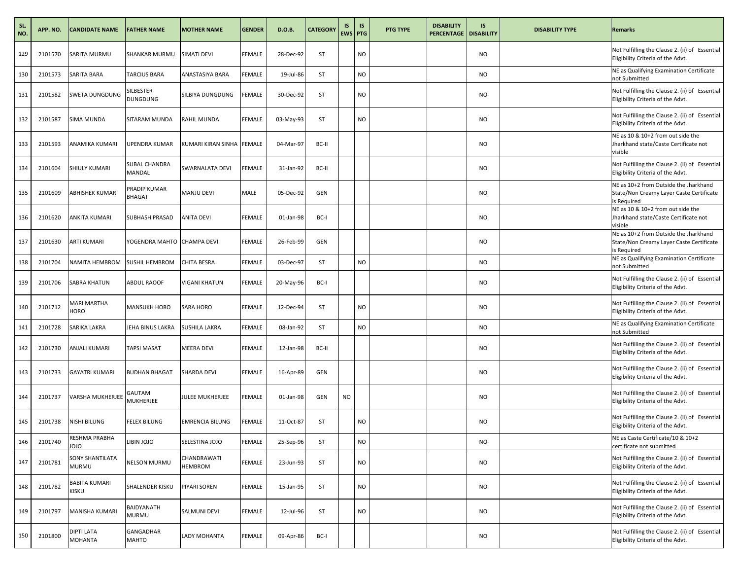| SL. NO. | APP. NO. | CANDIDATE NAME | FATHER NAME | MOTHER NAME | GENDER | D.O.B. | CATEGORY | IS EWS | IS PTG | PTG TYPE | DISABILITY PERCENTAGE | IS DISABILITY | DISABILITY TYPE | Remarks |
|---|---|---|---|---|---|---|---|---|---|---|---|---|---|---|
| 129 | 2101570 | SARITA MURMU | SHANKAR MURMU | SIMATI DEVI | FEMALE | 28-Dec-92 | ST | | NO | | | NO | | Not Fulfilling the Clause 2. (ii) of Essential Eligibility Criteria of the Advt. |
| 130 | 2101573 | SARITA BARA | TARCIUS BARA | ANASTASIYA BARA | FEMALE | 19-Jul-86 | ST | | NO | | | NO | | NE as Qualifying Examination Certificate not Submitted |
| 131 | 2101582 | SWETA DUNGDUNG | SILBESTER DUNGDUNG | SILBIYA DUNGDUNG | FEMALE | 30-Dec-92 | ST | | NO | | | NO | | Not Fulfilling the Clause 2. (ii) of Essential Eligibility Criteria of the Advt. |
| 132 | 2101587 | SIMA MUNDA | SITARAM MUNDA | RAHIL MUNDA | FEMALE | 03-May-93 | ST | | NO | | | NO | | Not Fulfilling the Clause 2. (ii) of Essential Eligibility Criteria of the Advt. |
| 133 | 2101593 | ANAMIKA KUMARI | UPENDRA KUMAR | KUMARI KIRAN SINHA | FEMALE | 04-Mar-97 | BC-II | | | | | NO | | NE as 10 & 10+2 from out side the Jharkhand state/Caste Certificate not visible |
| 134 | 2101604 | SHIULY KUMARI | SUBAL CHANDRA MANDAL | SWARNALATA DEVI | FEMALE | 31-Jan-92 | BC-II | | | | | NO | | Not Fulfilling the Clause 2. (ii) of Essential Eligibility Criteria of the Advt. |
| 135 | 2101609 | ABHISHEK KUMAR | PRADIP KUMAR BHAGAT | MANJU DEVI | MALE | 05-Dec-92 | GEN | | | | | NO | | NE as 10+2 from Outside the Jharkhand State/Non Creamy Layer Caste Certificate is Required |
| 136 | 2101620 | ANKITA KUMARI | SUBHASH PRASAD | ANITA DEVI | FEMALE | 01-Jan-98 | BC-I | | | | | NO | | NE as 10 & 10+2 from out side the Jharkhand state/Caste Certificate not visible |
| 137 | 2101630 | ARTI KUMARI | YOGENDRA MAHTO | CHAMPA DEVI | FEMALE | 26-Feb-99 | GEN | | | | | NO | | NE as 10+2 from Outside the Jharkhand State/Non Creamy Layer Caste Certificate is Required |
| 138 | 2101704 | NAMITA HEMBROM | SUSHIL HEMBROM | CHITA BESRA | FEMALE | 03-Dec-97 | ST | | NO | | | NO | | NE as Qualifying Examination Certificate not Submitted |
| 139 | 2101706 | SABRA KHATUN | ABDUL RAOOF | VIGANI KHATUN | FEMALE | 20-May-96 | BC-I | | | | | NO | | Not Fulfilling the Clause 2. (ii) of Essential Eligibility Criteria of the Advt. |
| 140 | 2101712 | MARI MARTHA HORO | MANSUKH HORO | SARA HORO | FEMALE | 12-Dec-94 | ST | | NO | | | NO | | Not Fulfilling the Clause 2. (ii) of Essential Eligibility Criteria of the Advt. |
| 141 | 2101728 | SARIKA LAKRA | JEHA BINUS LAKRA | SUSHILA LAKRA | FEMALE | 08-Jan-92 | ST | | NO | | | NO | | NE as Qualifying Examination Certificate not Submitted |
| 142 | 2101730 | ANJALI KUMARI | TAPSI MASAT | MEERA DEVI | FEMALE | 12-Jan-98 | BC-II | | | | | NO | | Not Fulfilling the Clause 2. (ii) of Essential Eligibility Criteria of the Advt. |
| 143 | 2101733 | GAYATRI KUMARI | BUDHAN BHAGAT | SHARDA DEVI | FEMALE | 16-Apr-89 | GEN | | | | | NO | | Not Fulfilling the Clause 2. (ii) of Essential Eligibility Criteria of the Advt. |
| 144 | 2101737 | VARSHA MUKHERJEE | GAUTAM MUKHERJEE | JULEE MUKHERJEE | FEMALE | 01-Jan-98 | GEN | NO | | | | NO | | Not Fulfilling the Clause 2. (ii) of Essential Eligibility Criteria of the Advt. |
| 145 | 2101738 | NISHI BILUNG | FELEX BILUNG | EMRENCIA BILUNG | FEMALE | 11-Oct-87 | ST | | NO | | | NO | | Not Fulfilling the Clause 2. (ii) of Essential Eligibility Criteria of the Advt. |
| 146 | 2101740 | RESHMA PRABHA JOJO | LIBIN JOJO | SELESTINA JOJO | FEMALE | 25-Sep-96 | ST | | NO | | | NO | | NE as Caste Certificate/10 & 10+2 certificate not submitted |
| 147 | 2101781 | SONY SHANTILATA MURMU | NELSON MURMU | CHANDRAWATI HEMBROM | FEMALE | 23-Jun-93 | ST | | NO | | | NO | | Not Fulfilling the Clause 2. (ii) of Essential Eligibility Criteria of the Advt. |
| 148 | 2101782 | BABITA KUMARI KISKU | SHALENDER KISKU | PIYARI SOREN | FEMALE | 15-Jan-95 | ST | | NO | | | NO | | Not Fulfilling the Clause 2. (ii) of Essential Eligibility Criteria of the Advt. |
| 149 | 2101797 | MANISHA KUMARI | BAIDYANATH MURMU | SALMUNI DEVI | FEMALE | 12-Jul-96 | ST | | NO | | | NO | | Not Fulfilling the Clause 2. (ii) of Essential Eligibility Criteria of the Advt. |
| 150 | 2101800 | DIPTI LATA MOHANTA | GANGADHAR MAHTO | LADY MOHANTA | FEMALE | 09-Apr-86 | BC-I | | | | | NO | | Not Fulfilling the Clause 2. (ii) of Essential Eligibility Criteria of the Advt. |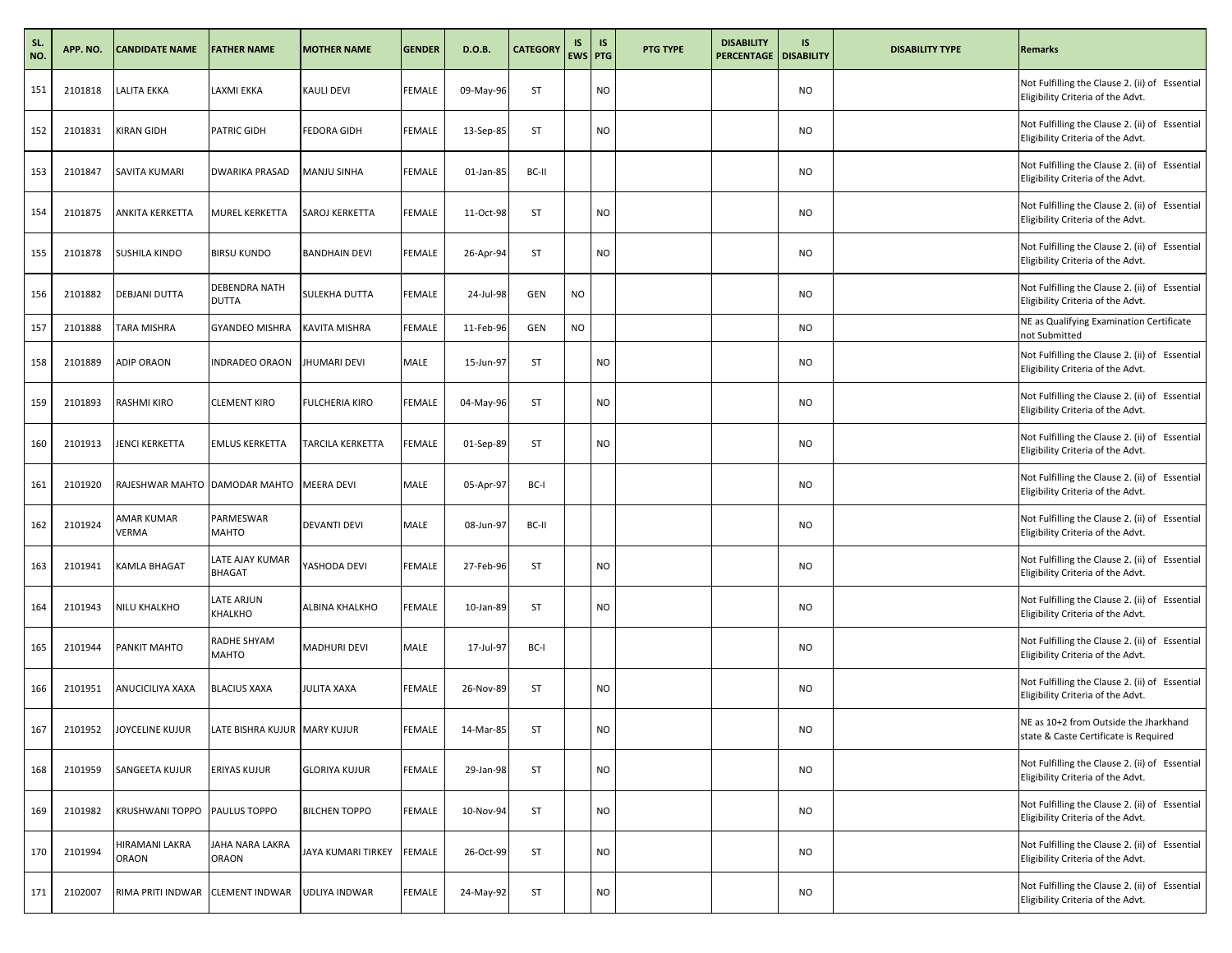| SL. NO. | APP. NO. | CANDIDATE NAME | FATHER NAME | MOTHER NAME | GENDER | D.O.B. | CATEGORY | IS EWS | IS PTG | PTG TYPE | DISABILITY PERCENTAGE | IS DISABILITY | DISABILITY TYPE | Remarks |
|---|---|---|---|---|---|---|---|---|---|---|---|---|---|---|
| 151 | 2101818 | LALITA EKKA | LAXMI EKKA | KAULI DEVI | FEMALE | 09-May-96 | ST | | NO | | | NO | | Not Fulfilling the Clause 2. (ii) of Essential Eligibility Criteria of the Advt. |
| 152 | 2101831 | KIRAN GIDH | PATRIC GIDH | FEDORA GIDH | FEMALE | 13-Sep-85 | ST | | NO | | | NO | | Not Fulfilling the Clause 2. (ii) of Essential Eligibility Criteria of the Advt. |
| 153 | 2101847 | SAVITA KUMARI | DWARIKA PRASAD | MANJU SINHA | FEMALE | 01-Jan-85 | BC-II | | | | | NO | | Not Fulfilling the Clause 2. (ii) of Essential Eligibility Criteria of the Advt. |
| 154 | 2101875 | ANKITA KERKETTA | MUREL KERKETTA | SAROJ KERKETTA | FEMALE | 11-Oct-98 | ST | | NO | | | NO | | Not Fulfilling the Clause 2. (ii) of Essential Eligibility Criteria of the Advt. |
| 155 | 2101878 | SUSHILA KINDO | BIRSU KUNDO | BANDHAIN DEVI | FEMALE | 26-Apr-94 | ST | | NO | | | NO | | Not Fulfilling the Clause 2. (ii) of Essential Eligibility Criteria of the Advt. |
| 156 | 2101882 | DEBJANI DUTTA | DEBENDRA NATH DUTTA | SULEKHA DUTTA | FEMALE | 24-Jul-98 | GEN | NO | | | | NO | | Not Fulfilling the Clause 2. (ii) of Essential Eligibility Criteria of the Advt. |
| 157 | 2101888 | TARA MISHRA | GYANDEO MISHRA | KAVITA MISHRA | FEMALE | 11-Feb-96 | GEN | NO | | | | NO | | NE as Qualifying Examination Certificate not Submitted |
| 158 | 2101889 | ADIP ORAON | INDRADEO ORAON | JHUMARI DEVI | MALE | 15-Jun-97 | ST | | NO | | | NO | | Not Fulfilling the Clause 2. (ii) of Essential Eligibility Criteria of the Advt. |
| 159 | 2101893 | RASHMI KIRO | CLEMENT KIRO | FULCHERIA KIRO | FEMALE | 04-May-96 | ST | | NO | | | NO | | Not Fulfilling the Clause 2. (ii) of Essential Eligibility Criteria of the Advt. |
| 160 | 2101913 | JENCI KERKETTA | EMLUS KERKETTA | TARCILA KERKETTA | FEMALE | 01-Sep-89 | ST | | NO | | | NO | | Not Fulfilling the Clause 2. (ii) of Essential Eligibility Criteria of the Advt. |
| 161 | 2101920 | RAJESHWAR MAHTO | DAMODAR MAHTO | MEERA DEVI | MALE | 05-Apr-97 | BC-I | | | | | NO | | Not Fulfilling the Clause 2. (ii) of Essential Eligibility Criteria of the Advt. |
| 162 | 2101924 | AMAR KUMAR VERMA | PARMESWAR MAHTO | DEVANTI DEVI | MALE | 08-Jun-97 | BC-II | | | | | NO | | Not Fulfilling the Clause 2. (ii) of Essential Eligibility Criteria of the Advt. |
| 163 | 2101941 | KAMLA BHAGAT | LATE AJAY KUMAR BHAGAT | YASHODA DEVI | FEMALE | 27-Feb-96 | ST | | NO | | | NO | | Not Fulfilling the Clause 2. (ii) of Essential Eligibility Criteria of the Advt. |
| 164 | 2101943 | NILU KHALKHO | LATE ARJUN KHALKHO | ALBINA KHALKHO | FEMALE | 10-Jan-89 | ST | | NO | | | NO | | Not Fulfilling the Clause 2. (ii) of Essential Eligibility Criteria of the Advt. |
| 165 | 2101944 | PANKIT MAHTO | RADHE SHYAM MAHTO | MADHURI DEVI | MALE | 17-Jul-97 | BC-I | | | | | NO | | Not Fulfilling the Clause 2. (ii) of Essential Eligibility Criteria of the Advt. |
| 166 | 2101951 | ANUCICILIYA XAXA | BLACIUS XAXA | JULITA XAXA | FEMALE | 26-Nov-89 | ST | | NO | | | NO | | Not Fulfilling the Clause 2. (ii) of Essential Eligibility Criteria of the Advt. |
| 167 | 2101952 | JOYCELINE KUJUR | LATE BISHRA KUJUR | MARY KUJUR | FEMALE | 14-Mar-85 | ST | | NO | | | NO | | NE as 10+2 from Outside the Jharkhand state & Caste Certificate is Required |
| 168 | 2101959 | SANGEETA KUJUR | ERIYAS KUJUR | GLORIYA KUJUR | FEMALE | 29-Jan-98 | ST | | NO | | | NO | | Not Fulfilling the Clause 2. (ii) of Essential Eligibility Criteria of the Advt. |
| 169 | 2101982 | KRUSHWANI TOPPO | PAULUS TOPPO | BILCHEN TOPPO | FEMALE | 10-Nov-94 | ST | | NO | | | NO | | Not Fulfilling the Clause 2. (ii) of Essential Eligibility Criteria of the Advt. |
| 170 | 2101994 | HIRAMANI LAKRA ORAON | JAHA NARA LAKRA ORAON | JAYA KUMARI TIRKEY | FEMALE | 26-Oct-99 | ST | | NO | | | NO | | Not Fulfilling the Clause 2. (ii) of Essential Eligibility Criteria of the Advt. |
| 171 | 2102007 | RIMA PRITI INDWAR | CLEMENT INDWAR | UDLIYA INDWAR | FEMALE | 24-May-92 | ST | | NO | | | NO | | Not Fulfilling the Clause 2. (ii) of Essential Eligibility Criteria of the Advt. |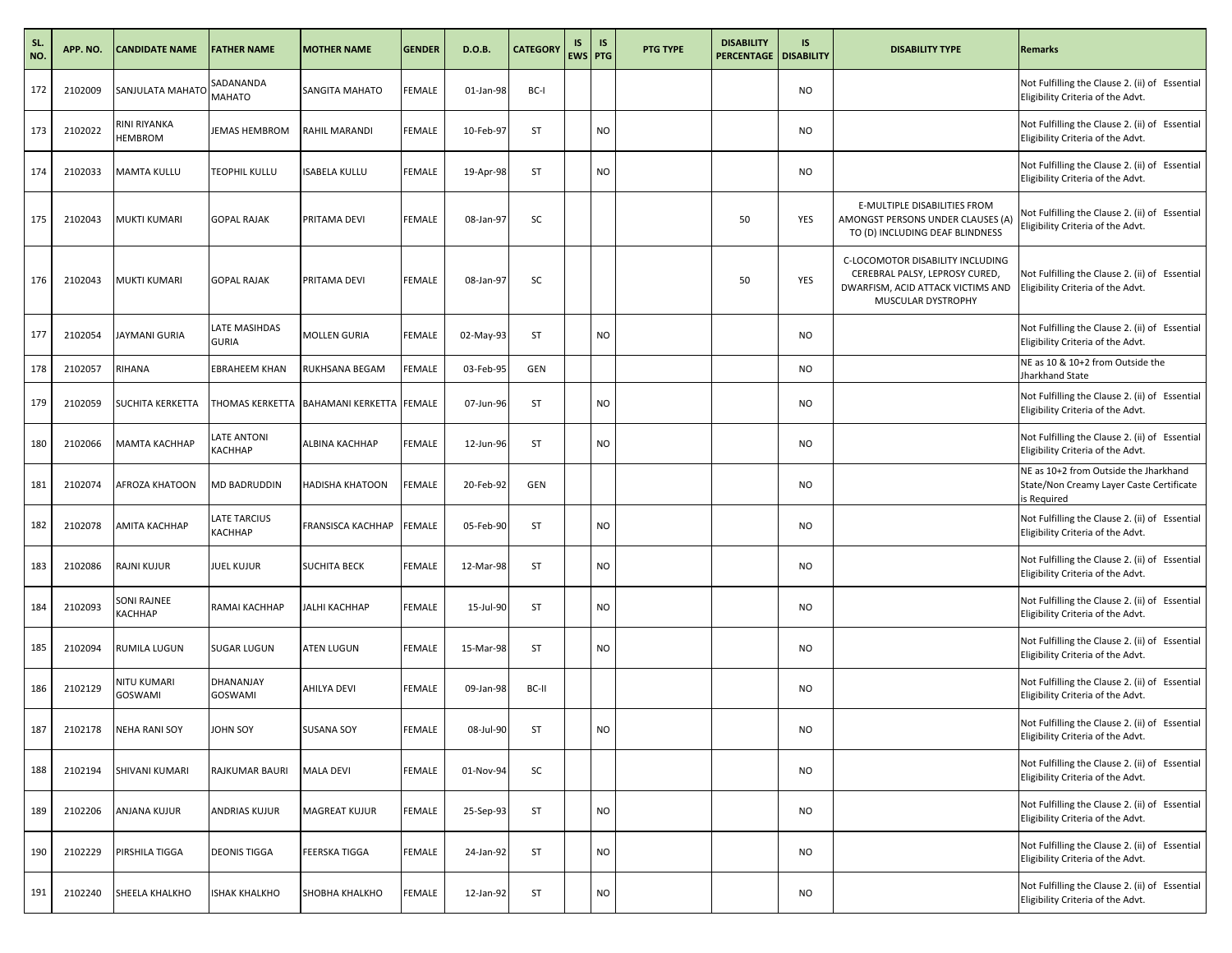| SL. NO. | APP. NO. | CANDIDATE NAME | FATHER NAME | MOTHER NAME | GENDER | D.O.B. | CATEGORY | IS EWS | IS PTG | PTG TYPE | DISABILITY PERCENTAGE | IS DISABILITY | DISABILITY TYPE | Remarks |
|---|---|---|---|---|---|---|---|---|---|---|---|---|---|---|
| 172 | 2102009 | SANJULATA MAHATO | SADANANDA MAHATO | SANGITA MAHATO | FEMALE | 01-Jan-98 | BC-I | | | | | NO | | Not Fulfilling the Clause 2. (ii) of Essential Eligibility Criteria of the Advt. |
| 173 | 2102022 | RINI RIYANKA HEMBROM | JEMAS HEMBROM | RAHIL MARANDI | FEMALE | 10-Feb-97 | ST | | NO | | | NO | | Not Fulfilling the Clause 2. (ii) of Essential Eligibility Criteria of the Advt. |
| 174 | 2102033 | MAMTA KULLU | TEOPHIL KULLU | ISABELA KULLU | FEMALE | 19-Apr-98 | ST | | NO | | | NO | | Not Fulfilling the Clause 2. (ii) of Essential Eligibility Criteria of the Advt. |
| 175 | 2102043 | MUKTI KUMARI | GOPAL RAJAK | PRITAMA DEVI | FEMALE | 08-Jan-97 | SC | | | | 50 | YES | E-MULTIPLE DISABILITIES FROM AMONGST PERSONS UNDER CLAUSES (A) TO (D) INCLUDING DEAF BLINDNESS | Not Fulfilling the Clause 2. (ii) of Essential Eligibility Criteria of the Advt. |
| 176 | 2102043 | MUKTI KUMARI | GOPAL RAJAK | PRITAMA DEVI | FEMALE | 08-Jan-97 | SC | | | | 50 | YES | C-LOCOMOTOR DISABILITY INCLUDING CEREBRAL PALSY, LEPROSY CURED, DWARFISM, ACID ATTACK VICTIMS AND MUSCULAR DYSTROPHY | Not Fulfilling the Clause 2. (ii) of Essential Eligibility Criteria of the Advt. |
| 177 | 2102054 | JAYMANI GURIA | LATE MASIHDAS GURIA | MOLLEN GURIA | FEMALE | 02-May-93 | ST | | NO | | | NO | | Not Fulfilling the Clause 2. (ii) of Essential Eligibility Criteria of the Advt. |
| 178 | 2102057 | RIHANA | EBRAHEEM KHAN | RUKHSANA BEGAM | FEMALE | 03-Feb-95 | GEN | | | | | NO | | NE as 10 & 10+2 from Outside the Jharkhand State |
| 179 | 2102059 | SUCHITA KERKETTA | THOMAS KERKETTA | BAHAMANI KERKETTA | FEMALE | 07-Jun-96 | ST | | NO | | | NO | | Not Fulfilling the Clause 2. (ii) of Essential Eligibility Criteria of the Advt. |
| 180 | 2102066 | MAMTA KACHHAP | LATE ANTONI KACHHAP | ALBINA KACHHAP | FEMALE | 12-Jun-96 | ST | | NO | | | NO | | Not Fulfilling the Clause 2. (ii) of Essential Eligibility Criteria of the Advt. |
| 181 | 2102074 | AFROZA KHATOON | MD BADRUDDIN | HADISHA KHATOON | FEMALE | 20-Feb-92 | GEN | | | | | NO | | NE as 10+2 from Outside the Jharkhand State/Non Creamy Layer Caste Certificate is Required |
| 182 | 2102078 | AMITA KACHHAP | LATE TARCIUS KACHHAP | FRANSISCA KACHHAP | FEMALE | 05-Feb-90 | ST | | NO | | | NO | | Not Fulfilling the Clause 2. (ii) of Essential Eligibility Criteria of the Advt. |
| 183 | 2102086 | RAJNI KUJUR | JUEL KUJUR | SUCHITA BECK | FEMALE | 12-Mar-98 | ST | | NO | | | NO | | Not Fulfilling the Clause 2. (ii) of Essential Eligibility Criteria of the Advt. |
| 184 | 2102093 | SONI RAJNEE KACHHAP | RAMAI KACHHAP | JALHI KACHHAP | FEMALE | 15-Jul-90 | ST | | NO | | | NO | | Not Fulfilling the Clause 2. (ii) of Essential Eligibility Criteria of the Advt. |
| 185 | 2102094 | RUMILA LUGUN | SUGAR LUGUN | ATEN LUGUN | FEMALE | 15-Mar-98 | ST | | NO | | | NO | | Not Fulfilling the Clause 2. (ii) of Essential Eligibility Criteria of the Advt. |
| 186 | 2102129 | NITU KUMARI GOSWAMI | DHANANJAY GOSWAMI | AHILYA DEVI | FEMALE | 09-Jan-98 | BC-II | | | | | NO | | Not Fulfilling the Clause 2. (ii) of Essential Eligibility Criteria of the Advt. |
| 187 | 2102178 | NEHA RANI SOY | JOHN SOY | SUSANA SOY | FEMALE | 08-Jul-90 | ST | | NO | | | NO | | Not Fulfilling the Clause 2. (ii) of Essential Eligibility Criteria of the Advt. |
| 188 | 2102194 | SHIVANI KUMARI | RAJKUMAR BAURI | MALA DEVI | FEMALE | 01-Nov-94 | SC | | | | | NO | | Not Fulfilling the Clause 2. (ii) of Essential Eligibility Criteria of the Advt. |
| 189 | 2102206 | ANJANA KUJUR | ANDRIAS KUJUR | MAGREAT KUJUR | FEMALE | 25-Sep-93 | ST | | NO | | | NO | | Not Fulfilling the Clause 2. (ii) of Essential Eligibility Criteria of the Advt. |
| 190 | 2102229 | PIRSHILA TIGGA | DEONIS TIGGA | FEERSKA TIGGA | FEMALE | 24-Jan-92 | ST | | NO | | | NO | | Not Fulfilling the Clause 2. (ii) of Essential Eligibility Criteria of the Advt. |
| 191 | 2102240 | SHEELA KHALKHO | ISHAK KHALKHO | SHOBHA KHALKHO | FEMALE | 12-Jan-92 | ST | | NO | | | NO | | Not Fulfilling the Clause 2. (ii) of Essential Eligibility Criteria of the Advt. |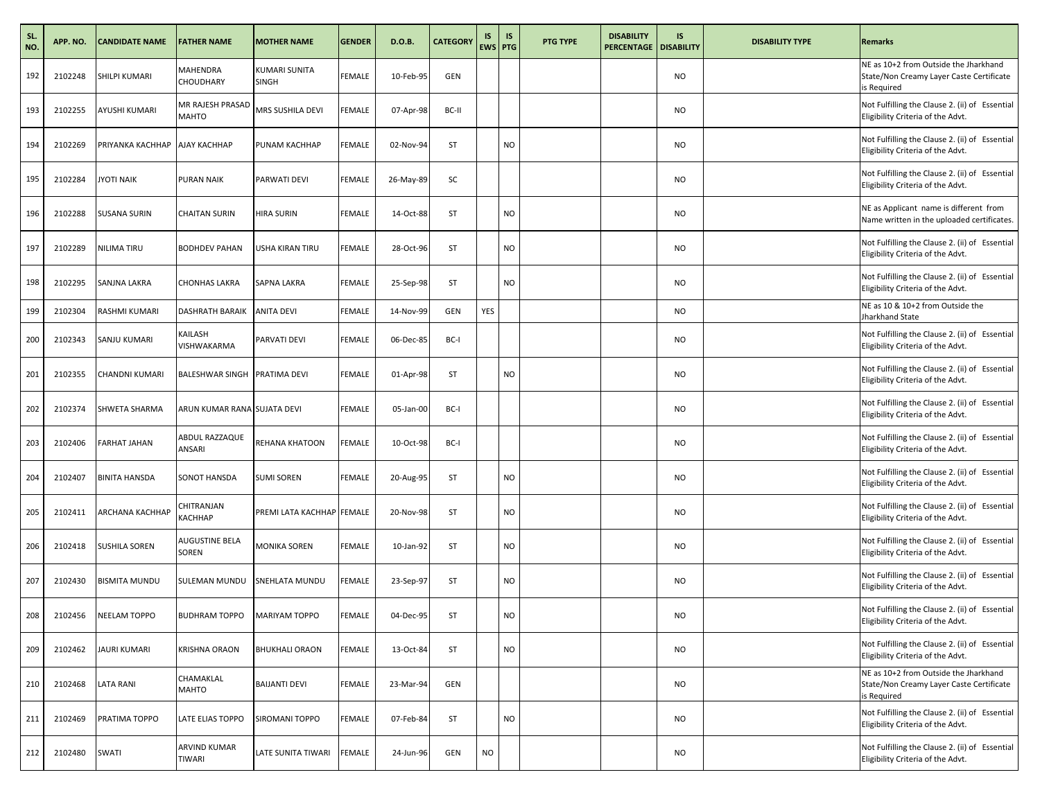| SL. NO. | APP. NO. | CANDIDATE NAME | FATHER NAME | MOTHER NAME | GENDER | D.O.B. | CATEGORY | IS EWS | IS PTG | PTG TYPE | DISABILITY PERCENTAGE | IS DISABILITY | DISABILITY TYPE | Remarks |
|---|---|---|---|---|---|---|---|---|---|---|---|---|---|---|
| 192 | 2102248 | SHILPI KUMARI | MAHENDRA CHOUDHARY | KUMARI SUNITA SINGH | FEMALE | 10-Feb-95 | GEN | | | | | NO | | NE as 10+2 from Outside the Jharkhand State/Non Creamy Layer Caste Certificate is Required |
| 193 | 2102255 | AYUSHI KUMARI | MR RAJESH PRASAD MAHTO | MRS SUSHILA DEVI | FEMALE | 07-Apr-98 | BC-II | | | | | NO | | Not Fulfilling the Clause 2. (ii) of Essential Eligibility Criteria of the Advt. |
| 194 | 2102269 | PRIYANKA KACHHAP | AJAY KACHHAP | PUNAM KACHHAP | FEMALE | 02-Nov-94 | ST | | NO | | | NO | | Not Fulfilling the Clause 2. (ii) of Essential Eligibility Criteria of the Advt. |
| 195 | 2102284 | JYOTI NAIK | PURAN NAIK | PARWATI DEVI | FEMALE | 26-May-89 | SC | | | | | NO | | Not Fulfilling the Clause 2. (ii) of Essential Eligibility Criteria of the Advt. |
| 196 | 2102288 | SUSANA SURIN | CHAITAN SURIN | HIRA SURIN | FEMALE | 14-Oct-88 | ST | | NO | | | NO | | NE as Applicant name is different from Name written in the uploaded certificates. |
| 197 | 2102289 | NILIMA TIRU | BODHDEV PAHAN | USHA KIRAN TIRU | FEMALE | 28-Oct-96 | ST | | NO | | | NO | | Not Fulfilling the Clause 2. (ii) of Essential Eligibility Criteria of the Advt. |
| 198 | 2102295 | SANJNA LAKRA | CHONHAS LAKRA | SAPNA LAKRA | FEMALE | 25-Sep-98 | ST | | NO | | | NO | | Not Fulfilling the Clause 2. (ii) of Essential Eligibility Criteria of the Advt. |
| 199 | 2102304 | RASHMI KUMARI | DASHRATH BARAIK | ANITA DEVI | FEMALE | 14-Nov-99 | GEN | YES | | | | NO | | NE as 10 & 10+2 from Outside the Jharkhand State |
| 200 | 2102343 | SANJU KUMARI | KAILASH VISHWAKARMA | PARVATI DEVI | FEMALE | 06-Dec-85 | BC-I | | | | | NO | | Not Fulfilling the Clause 2. (ii) of Essential Eligibility Criteria of the Advt. |
| 201 | 2102355 | CHANDNI KUMARI | BALESHWAR SINGH | PRATIMA DEVI | FEMALE | 01-Apr-98 | ST | | NO | | | NO | | Not Fulfilling the Clause 2. (ii) of Essential Eligibility Criteria of the Advt. |
| 202 | 2102374 | SHWETA SHARMA | ARUN KUMAR RANA | SUJATA DEVI | FEMALE | 05-Jan-00 | BC-I | | | | | NO | | Not Fulfilling the Clause 2. (ii) of Essential Eligibility Criteria of the Advt. |
| 203 | 2102406 | FARHAT JAHAN | ABDUL RAZZAQUE ANSARI | REHANA KHATOON | FEMALE | 10-Oct-98 | BC-I | | | | | NO | | Not Fulfilling the Clause 2. (ii) of Essential Eligibility Criteria of the Advt. |
| 204 | 2102407 | BINITA HANSDA | SONOT HANSDA | SUMI SOREN | FEMALE | 20-Aug-95 | ST | | NO | | | NO | | Not Fulfilling the Clause 2. (ii) of Essential Eligibility Criteria of the Advt. |
| 205 | 2102411 | ARCHANA KACHHAP | CHITRANJAN KACHHAP | PREMI LATA KACHHAP | FEMALE | 20-Nov-98 | ST | | NO | | | NO | | Not Fulfilling the Clause 2. (ii) of Essential Eligibility Criteria of the Advt. |
| 206 | 2102418 | SUSHILA SOREN | AUGUSTINE BELA SOREN | MONIKA SOREN | FEMALE | 10-Jan-92 | ST | | NO | | | NO | | Not Fulfilling the Clause 2. (ii) of Essential Eligibility Criteria of the Advt. |
| 207 | 2102430 | BISMITA MUNDU | SULEMAN MUNDU | SNEHLATA MUNDU | FEMALE | 23-Sep-97 | ST | | NO | | | NO | | Not Fulfilling the Clause 2. (ii) of Essential Eligibility Criteria of the Advt. |
| 208 | 2102456 | NEELAM TOPPO | BUDHRAM TOPPO | MARIYAM TOPPO | FEMALE | 04-Dec-95 | ST | | NO | | | NO | | Not Fulfilling the Clause 2. (ii) of Essential Eligibility Criteria of the Advt. |
| 209 | 2102462 | JAURI KUMARI | KRISHNA ORAON | BHUKHALI ORAON | FEMALE | 13-Oct-84 | ST | | NO | | | NO | | Not Fulfilling the Clause 2. (ii) of Essential Eligibility Criteria of the Advt. |
| 210 | 2102468 | LATA RANI | CHAMAKLAL MAHTO | BAIJANTI DEVI | FEMALE | 23-Mar-94 | GEN | | | | | NO | | NE as 10+2 from Outside the Jharkhand State/Non Creamy Layer Caste Certificate is Required |
| 211 | 2102469 | PRATIMA TOPPO | LATE ELIAS TOPPO | SIROMANI TOPPO | FEMALE | 07-Feb-84 | ST | | NO | | | NO | | Not Fulfilling the Clause 2. (ii) of Essential Eligibility Criteria of the Advt. |
| 212 | 2102480 | SWATI | ARVIND KUMAR TIWARI | LATE SUNITA TIWARI | FEMALE | 24-Jun-96 | GEN | NO | | | | NO | | Not Fulfilling the Clause 2. (ii) of Essential Eligibility Criteria of the Advt. |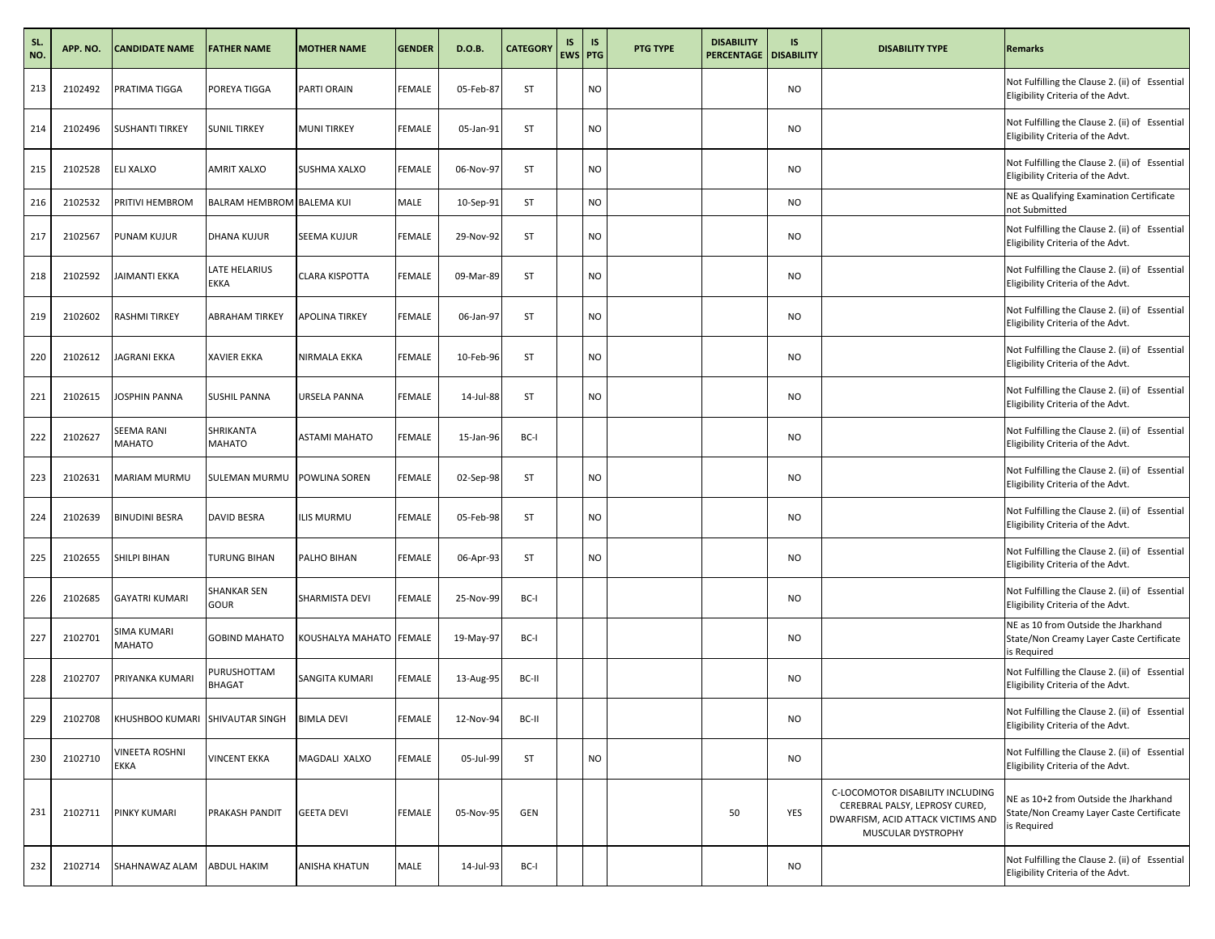| SL. NO. | APP. NO. | CANDIDATE NAME | FATHER NAME | MOTHER NAME | GENDER | D.O.B. | CATEGORY | IS EWS | IS PTG | PTG TYPE | DISABILITY PERCENTAGE | IS DISABILITY | DISABILITY TYPE | Remarks |
|---|---|---|---|---|---|---|---|---|---|---|---|---|---|---|
| 213 | 2102492 | PRATIMA TIGGA | POREYA TIGGA | PARTI ORAIN | FEMALE | 05-Feb-87 | ST | | NO | | | NO | | Not Fulfilling the Clause 2. (ii) of Essential Eligibility Criteria of the Advt. |
| 214 | 2102496 | SUSHANTI TIRKEY | SUNIL TIRKEY | MUNI TIRKEY | FEMALE | 05-Jan-91 | ST | | NO | | | NO | | Not Fulfilling the Clause 2. (ii) of Essential Eligibility Criteria of the Advt. |
| 215 | 2102528 | ELI XALXO | AMRIT XALXO | SUSHMA XALXO | FEMALE | 06-Nov-97 | ST | | NO | | | NO | | Not Fulfilling the Clause 2. (ii) of Essential Eligibility Criteria of the Advt. |
| 216 | 2102532 | PRITIVI HEMBROM | BALRAM HEMBROM | BALEMA KUI | MALE | 10-Sep-91 | ST | | NO | | | NO | | NE as Qualifying Examination Certificate not Submitted |
| 217 | 2102567 | PUNAM KUJUR | DHANA KUJUR | SEEMA KUJUR | FEMALE | 29-Nov-92 | ST | | NO | | | NO | | Not Fulfilling the Clause 2. (ii) of Essential Eligibility Criteria of the Advt. |
| 218 | 2102592 | JAIMANTI EKKA | LATE HELARIUS EKKA | CLARA KISPOTTA | FEMALE | 09-Mar-89 | ST | | NO | | | NO | | Not Fulfilling the Clause 2. (ii) of Essential Eligibility Criteria of the Advt. |
| 219 | 2102602 | RASHMI TIRKEY | ABRAHAM TIRKEY | APOLINA TIRKEY | FEMALE | 06-Jan-97 | ST | | NO | | | NO | | Not Fulfilling the Clause 2. (ii) of Essential Eligibility Criteria of the Advt. |
| 220 | 2102612 | JAGRANI EKKA | XAVIER EKKA | NIRMALA EKKA | FEMALE | 10-Feb-96 | ST | | NO | | | NO | | Not Fulfilling the Clause 2. (ii) of Essential Eligibility Criteria of the Advt. |
| 221 | 2102615 | JOSPHIN PANNA | SUSHIL PANNA | URSELA PANNA | FEMALE | 14-Jul-88 | ST | | NO | | | NO | | Not Fulfilling the Clause 2. (ii) of Essential Eligibility Criteria of the Advt. |
| 222 | 2102627 | SEEMA RANI MAHATO | SHRIKANTA MAHATO | ASTAMI MAHATO | FEMALE | 15-Jan-96 | BC-I | | | | | NO | | Not Fulfilling the Clause 2. (ii) of Essential Eligibility Criteria of the Advt. |
| 223 | 2102631 | MARIAM MURMU | SULEMAN MURMU | POWLINA SOREN | FEMALE | 02-Sep-98 | ST | | NO | | | NO | | Not Fulfilling the Clause 2. (ii) of Essential Eligibility Criteria of the Advt. |
| 224 | 2102639 | BINUDINI BESRA | DAVID BESRA | ILIS MURMU | FEMALE | 05-Feb-98 | ST | | NO | | | NO | | Not Fulfilling the Clause 2. (ii) of Essential Eligibility Criteria of the Advt. |
| 225 | 2102655 | SHILPI BIHAN | TURUNG BIHAN | PALHO BIHAN | FEMALE | 06-Apr-93 | ST | | NO | | | NO | | Not Fulfilling the Clause 2. (ii) of Essential Eligibility Criteria of the Advt. |
| 226 | 2102685 | GAYATRI KUMARI | SHANKAR SEN GOUR | SHARMISTA DEVI | FEMALE | 25-Nov-99 | BC-I | | | | | NO | | Not Fulfilling the Clause 2. (ii) of Essential Eligibility Criteria of the Advt. |
| 227 | 2102701 | SIMA KUMARI MAHATO | GOBIND MAHATO | KOUSHALYA MAHATO | FEMALE | 19-May-97 | BC-I | | | | | NO | | NE as 10 from Outside the Jharkhand State/Non Creamy Layer Caste Certificate is Required |
| 228 | 2102707 | PRIYANKA KUMARI | PURUSHOTTAM BHAGAT | SANGITA KUMARI | FEMALE | 13-Aug-95 | BC-II | | | | | NO | | Not Fulfilling the Clause 2. (ii) of Essential Eligibility Criteria of the Advt. |
| 229 | 2102708 | KHUSHBOO KUMARI | SHIVAUTAR SINGH | BIMLA DEVI | FEMALE | 12-Nov-94 | BC-II | | | | | NO | | Not Fulfilling the Clause 2. (ii) of Essential Eligibility Criteria of the Advt. |
| 230 | 2102710 | VINEETA ROSHNI EKKA | VINCENT EKKA | MAGDALI XALXO | FEMALE | 05-Jul-99 | ST | | NO | | | NO | | Not Fulfilling the Clause 2. (ii) of Essential Eligibility Criteria of the Advt. |
| 231 | 2102711 | PINKY KUMARI | PRAKASH PANDIT | GEETA DEVI | FEMALE | 05-Nov-95 | GEN | | | | 50 | YES | C-LOCOMOTOR DISABILITY INCLUDING CEREBRAL PALSY, LEPROSY CURED, DWARFISM, ACID ATTACK VICTIMS AND MUSCULAR DYSTROPHY | NE as 10+2 from Outside the Jharkhand State/Non Creamy Layer Caste Certificate is Required |
| 232 | 2102714 | SHAHNAWAZ ALAM | ABDUL HAKIM | ANISHA KHATUN | MALE | 14-Jul-93 | BC-I | | | | | NO | | Not Fulfilling the Clause 2. (ii) of Essential Eligibility Criteria of the Advt. |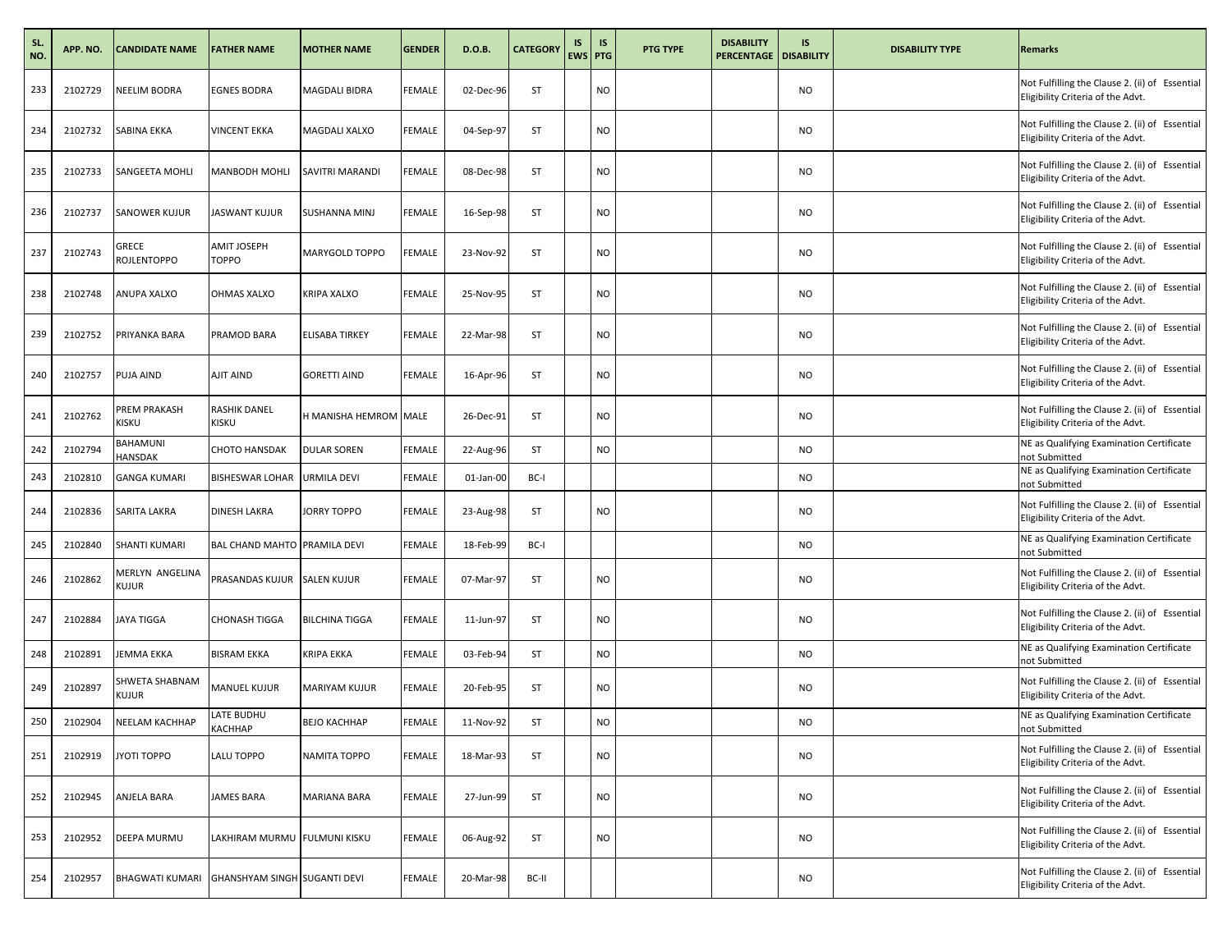| SL. NO. | APP. NO. | CANDIDATE NAME | FATHER NAME | MOTHER NAME | GENDER | D.O.B. | CATEGORY | IS EWS | IS PTG | PTG TYPE | DISABILITY PERCENTAGE | IS DISABILITY | DISABILITY TYPE | Remarks |
|---|---|---|---|---|---|---|---|---|---|---|---|---|---|---|
| 233 | 2102729 | NEELIM BODRA | EGNES BODRA | MAGDALI BIDRA | FEMALE | 02-Dec-96 | ST | | NO | | | NO | | Not Fulfilling the Clause 2. (ii) of Essential Eligibility Criteria of the Advt. |
| 234 | 2102732 | SABINA EKKA | VINCENT EKKA | MAGDALI XALXO | FEMALE | 04-Sep-97 | ST | | NO | | | NO | | Not Fulfilling the Clause 2. (ii) of Essential Eligibility Criteria of the Advt. |
| 235 | 2102733 | SANGEETA MOHLI | MANBODH MOHLI | SAVITRI MARANDI | FEMALE | 08-Dec-98 | ST | | NO | | | NO | | Not Fulfilling the Clause 2. (ii) of Essential Eligibility Criteria of the Advt. |
| 236 | 2102737 | SANOWER KUJUR | JASWANT KUJUR | SUSHANNA MINJ | FEMALE | 16-Sep-98 | ST | | NO | | | NO | | Not Fulfilling the Clause 2. (ii) of Essential Eligibility Criteria of the Advt. |
| 237 | 2102743 | GRECE ROJLENTOPPO | AMIT JOSEPH TOPPO | MARYGOLD TOPPO | FEMALE | 23-Nov-92 | ST | | NO | | | NO | | Not Fulfilling the Clause 2. (ii) of Essential Eligibility Criteria of the Advt. |
| 238 | 2102748 | ANUPA XALXO | OHMAS XALXO | KRIPA XALXO | FEMALE | 25-Nov-95 | ST | | NO | | | NO | | Not Fulfilling the Clause 2. (ii) of Essential Eligibility Criteria of the Advt. |
| 239 | 2102752 | PRIYANKA BARA | PRAMOD BARA | ELISABA TIRKEY | FEMALE | 22-Mar-98 | ST | | NO | | | NO | | Not Fulfilling the Clause 2. (ii) of Essential Eligibility Criteria of the Advt. |
| 240 | 2102757 | PUJA AIND | AJIT AIND | GORETTI AIND | FEMALE | 16-Apr-96 | ST | | NO | | | NO | | Not Fulfilling the Clause 2. (ii) of Essential Eligibility Criteria of the Advt. |
| 241 | 2102762 | PREM PRAKASH KISKU | RASHIK DANEL KISKU | H MANISHA HEMROM | MALE | 26-Dec-91 | ST | | NO | | | NO | | Not Fulfilling the Clause 2. (ii) of Essential Eligibility Criteria of the Advt. |
| 242 | 2102794 | BAHAMUNI HANSDAK | CHOTO HANSDAK | DULAR SOREN | FEMALE | 22-Aug-96 | ST | | NO | | | NO | | NE as Qualifying Examination Certificate not Submitted |
| 243 | 2102810 | GANGA KUMARI | BISHESWAR LOHAR | URMILA DEVI | FEMALE | 01-Jan-00 | BC-I | | | | | NO | | NE as Qualifying Examination Certificate not Submitted |
| 244 | 2102836 | SARITA LAKRA | DINESH LAKRA | JORRY TOPPO | FEMALE | 23-Aug-98 | ST | | NO | | | NO | | Not Fulfilling the Clause 2. (ii) of Essential Eligibility Criteria of the Advt. |
| 245 | 2102840 | SHANTI KUMARI | BAL CHAND MAHTO | PRAMILA DEVI | FEMALE | 18-Feb-99 | BC-I | | | | | NO | | NE as Qualifying Examination Certificate not Submitted |
| 246 | 2102862 | MERLYN ANGELINA KUJUR | PRASANDAS KUJUR | SALEN KUJUR | FEMALE | 07-Mar-97 | ST | | NO | | | NO | | Not Fulfilling the Clause 2. (ii) of Essential Eligibility Criteria of the Advt. |
| 247 | 2102884 | JAYA TIGGA | CHONASH TIGGA | BILCHINA TIGGA | FEMALE | 11-Jun-97 | ST | | NO | | | NO | | Not Fulfilling the Clause 2. (ii) of Essential Eligibility Criteria of the Advt. |
| 248 | 2102891 | JEMMA EKKA | BISRAM EKKA | KRIPA EKKA | FEMALE | 03-Feb-94 | ST | | NO | | | NO | | NE as Qualifying Examination Certificate not Submitted |
| 249 | 2102897 | SHWETA SHABNAM KUJUR | MANUEL KUJUR | MARIYAM KUJUR | FEMALE | 20-Feb-95 | ST | | NO | | | NO | | Not Fulfilling the Clause 2. (ii) of Essential Eligibility Criteria of the Advt. |
| 250 | 2102904 | NEELAM KACHHAP | LATE BUDHU KACHHAP | BEJO KACHHAP | FEMALE | 11-Nov-92 | ST | | NO | | | NO | | NE as Qualifying Examination Certificate not Submitted |
| 251 | 2102919 | JYOTI TOPPO | LALU TOPPO | NAMITA TOPPO | FEMALE | 18-Mar-93 | ST | | NO | | | NO | | Not Fulfilling the Clause 2. (ii) of Essential Eligibility Criteria of the Advt. |
| 252 | 2102945 | ANJELA BARA | JAMES BARA | MARIANA BARA | FEMALE | 27-Jun-99 | ST | | NO | | | NO | | Not Fulfilling the Clause 2. (ii) of Essential Eligibility Criteria of the Advt. |
| 253 | 2102952 | DEEPA MURMU | LAKHIRAM MURMU | FULMUNI KISKU | FEMALE | 06-Aug-92 | ST | | NO | | | NO | | Not Fulfilling the Clause 2. (ii) of Essential Eligibility Criteria of the Advt. |
| 254 | 2102957 | BHAGWATI KUMARI | GHANSHYAM SINGH | SUGANTI DEVI | FEMALE | 20-Mar-98 | BC-II | | | | | NO | | Not Fulfilling the Clause 2. (ii) of Essential Eligibility Criteria of the Advt. |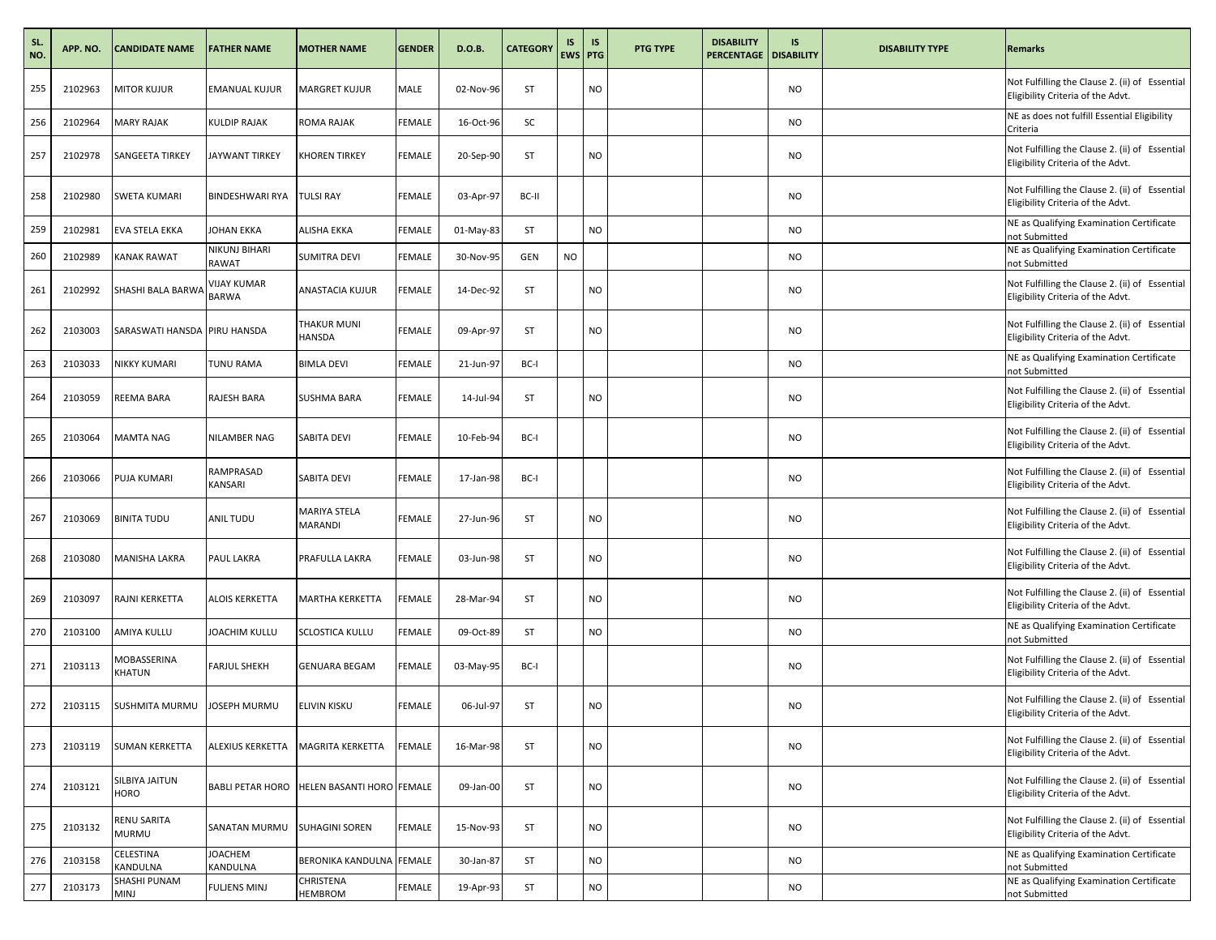| SL. NO. | APP. NO. | CANDIDATE NAME | FATHER NAME | MOTHER NAME | GENDER | D.O.B. | CATEGORY | IS EWS | IS PTG | PTG TYPE | DISABILITY PERCENTAGE | IS DISABILITY | DISABILITY TYPE | Remarks |
|---|---|---|---|---|---|---|---|---|---|---|---|---|---|---|
| 255 | 2102963 | MITOR KUJUR | EMANUAL KUJUR | MARGRET KUJUR | MALE | 02-Nov-96 | ST | | NO | | | NO | | Not Fulfilling the Clause 2. (ii) of Essential Eligibility Criteria of the Advt. |
| 256 | 2102964 | MARY RAJAK | KULDIP RAJAK | ROMA RAJAK | FEMALE | 16-Oct-96 | SC | | | | | NO | | NE as does not fulfill Essential Eligibility Criteria |
| 257 | 2102978 | SANGEETA TIRKEY | JAYWANT TIRKEY | KHOREN TIRKEY | FEMALE | 20-Sep-90 | ST | | NO | | | NO | | Not Fulfilling the Clause 2. (ii) of Essential Eligibility Criteria of the Advt. |
| 258 | 2102980 | SWETA KUMARI | BINDESHWARI RYA | TULSI RAY | FEMALE | 03-Apr-97 | BC-II | | | | | NO | | Not Fulfilling the Clause 2. (ii) of Essential Eligibility Criteria of the Advt. |
| 259 | 2102981 | EVA STELA EKKA | JOHAN EKKA | ALISHA EKKA | FEMALE | 01-May-83 | ST | | NO | | | NO | | NE as Qualifying Examination Certificate not Submitted |
| 260 | 2102989 | KANAK RAWAT | NIKUNJ BIHARI RAWAT | SUMITRA DEVI | FEMALE | 30-Nov-95 | GEN | NO | | | | NO | | NE as Qualifying Examination Certificate not Submitted |
| 261 | 2102992 | SHASHI BALA BARWA | VIJAY KUMAR BARWA | ANASTACIA KUJUR | FEMALE | 14-Dec-92 | ST | | NO | | | NO | | Not Fulfilling the Clause 2. (ii) of Essential Eligibility Criteria of the Advt. |
| 262 | 2103003 | SARASWATI HANSDA | PIRU HANSDA | THAKUR MUNI HANSDA | FEMALE | 09-Apr-97 | ST | | NO | | | NO | | Not Fulfilling the Clause 2. (ii) of Essential Eligibility Criteria of the Advt. |
| 263 | 2103033 | NIKKY KUMARI | TUNU RAMA | BIMLA DEVI | FEMALE | 21-Jun-97 | BC-I | | | | | NO | | NE as Qualifying Examination Certificate not Submitted |
| 264 | 2103059 | REEMA BARA | RAJESH BARA | SUSHMA BARA | FEMALE | 14-Jul-94 | ST | | NO | | | NO | | Not Fulfilling the Clause 2. (ii) of Essential Eligibility Criteria of the Advt. |
| 265 | 2103064 | MAMTA NAG | NILAMBER NAG | SABITA DEVI | FEMALE | 10-Feb-94 | BC-I | | | | | NO | | Not Fulfilling the Clause 2. (ii) of Essential Eligibility Criteria of the Advt. |
| 266 | 2103066 | PUJA KUMARI | RAMPRASAD KANSARI | SABITA DEVI | FEMALE | 17-Jan-98 | BC-I | | | | | NO | | Not Fulfilling the Clause 2. (ii) of Essential Eligibility Criteria of the Advt. |
| 267 | 2103069 | BINITA TUDU | ANIL TUDU | MARIYA STELA MARANDI | FEMALE | 27-Jun-96 | ST | | NO | | | NO | | Not Fulfilling the Clause 2. (ii) of Essential Eligibility Criteria of the Advt. |
| 268 | 2103080 | MANISHA LAKRA | PAUL LAKRA | PRAFULLA LAKRA | FEMALE | 03-Jun-98 | ST | | NO | | | NO | | Not Fulfilling the Clause 2. (ii) of Essential Eligibility Criteria of the Advt. |
| 269 | 2103097 | RAJNI KERKETTA | ALOIS KERKETTA | MARTHA KERKETTA | FEMALE | 28-Mar-94 | ST | | NO | | | NO | | Not Fulfilling the Clause 2. (ii) of Essential Eligibility Criteria of the Advt. |
| 270 | 2103100 | AMIYA KULLU | JOACHIM KULLU | SCLOSTICA KULLU | FEMALE | 09-Oct-89 | ST | | NO | | | NO | | NE as Qualifying Examination Certificate not Submitted |
| 271 | 2103113 | MOBASSERINA KHATUN | FARJUL SHEKH | GENUARA BEGAM | FEMALE | 03-May-95 | BC-I | | | | | NO | | Not Fulfilling the Clause 2. (ii) of Essential Eligibility Criteria of the Advt. |
| 272 | 2103115 | SUSHMITA MURMU | JOSEPH MURMU | ELIVIN KISKU | FEMALE | 06-Jul-97 | ST | | NO | | | NO | | Not Fulfilling the Clause 2. (ii) of Essential Eligibility Criteria of the Advt. |
| 273 | 2103119 | SUMAN KERKETTA | ALEXIUS KERKETTA | MAGRITA KERKETTA | FEMALE | 16-Mar-98 | ST | | NO | | | NO | | Not Fulfilling the Clause 2. (ii) of Essential Eligibility Criteria of the Advt. |
| 274 | 2103121 | SILBIYA JAITUN HORO | BABLI PETAR HORO | HELEN BASANTI HORO | FEMALE | 09-Jan-00 | ST | | NO | | | NO | | Not Fulfilling the Clause 2. (ii) of Essential Eligibility Criteria of the Advt. |
| 275 | 2103132 | RENU SARITA MURMU | SANATAN MURMU | SUHAGINI SOREN | FEMALE | 15-Nov-93 | ST | | NO | | | NO | | Not Fulfilling the Clause 2. (ii) of Essential Eligibility Criteria of the Advt. |
| 276 | 2103158 | CELESTINA KANDULNA | JOACHEM KANDULNA | BERONIKA KANDULNA | FEMALE | 30-Jan-87 | ST | | NO | | | NO | | NE as Qualifying Examination Certificate not Submitted |
| 277 | 2103173 | SHASHI PUNAM MINJ | FULJENS MINJ | CHRISTENA HEMBROM | FEMALE | 19-Apr-93 | ST | | NO | | | NO | | NE as Qualifying Examination Certificate not Submitted |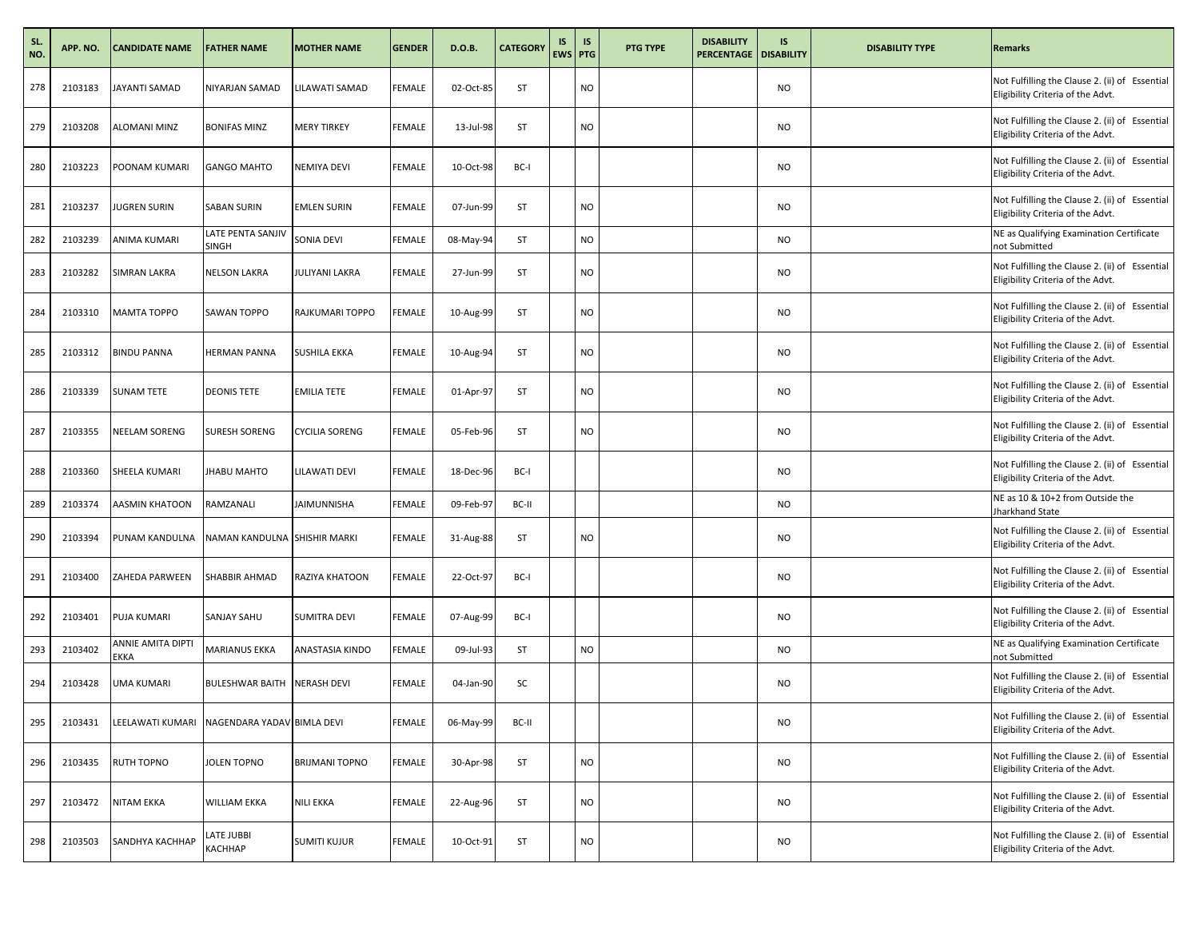| SL. NO. | APP. NO. | CANDIDATE NAME | FATHER NAME | MOTHER NAME | GENDER | D.O.B. | CATEGORY | IS EWS | IS PTG | PTG TYPE | DISABILITY PERCENTAGE | IS DISABILITY | DISABILITY TYPE | Remarks |
|---|---|---|---|---|---|---|---|---|---|---|---|---|---|---|
| 278 | 2103183 | JAYANTI SAMAD | NIYARJAN SAMAD | LILAWATI SAMAD | FEMALE | 02-Oct-85 | ST | | NO | | | NO | | Not Fulfilling the Clause 2. (ii) of Essential Eligibility Criteria of the Advt. |
| 279 | 2103208 | ALOMANI MINZ | BONIFAS MINZ | MERY TIRKEY | FEMALE | 13-Jul-98 | ST | | NO | | | NO | | Not Fulfilling the Clause 2. (ii) of Essential Eligibility Criteria of the Advt. |
| 280 | 2103223 | POONAM KUMARI | GANGO MAHTO | NEMIYA DEVI | FEMALE | 10-Oct-98 | BC-I | | | | | NO | | Not Fulfilling the Clause 2. (ii) of Essential Eligibility Criteria of the Advt. |
| 281 | 2103237 | JUGREN SURIN | SABAN SURIN | EMLEN SURIN | FEMALE | 07-Jun-99 | ST | | NO | | | NO | | Not Fulfilling the Clause 2. (ii) of Essential Eligibility Criteria of the Advt. |
| 282 | 2103239 | ANIMA KUMARI | LATE PENTA SANJIV SINGH | SONIA DEVI | FEMALE | 08-May-94 | ST | | NO | | | NO | | NE as Qualifying Examination Certificate not Submitted |
| 283 | 2103282 | SIMRAN LAKRA | NELSON LAKRA | JULIYANI LAKRA | FEMALE | 27-Jun-99 | ST | | NO | | | NO | | Not Fulfilling the Clause 2. (ii) of Essential Eligibility Criteria of the Advt. |
| 284 | 2103310 | MAMTA TOPPO | SAWAN TOPPO | RAJKUMARI TOPPO | FEMALE | 10-Aug-99 | ST | | NO | | | NO | | Not Fulfilling the Clause 2. (ii) of Essential Eligibility Criteria of the Advt. |
| 285 | 2103312 | BINDU PANNA | HERMAN PANNA | SUSHILA EKKA | FEMALE | 10-Aug-94 | ST | | NO | | | NO | | Not Fulfilling the Clause 2. (ii) of Essential Eligibility Criteria of the Advt. |
| 286 | 2103339 | SUNAM TETE | DEONIS TETE | EMILIA TETE | FEMALE | 01-Apr-97 | ST | | NO | | | NO | | Not Fulfilling the Clause 2. (ii) of Essential Eligibility Criteria of the Advt. |
| 287 | 2103355 | NEELAM SORENG | SURESH SORENG | CYCILIA SORENG | FEMALE | 05-Feb-96 | ST | | NO | | | NO | | Not Fulfilling the Clause 2. (ii) of Essential Eligibility Criteria of the Advt. |
| 288 | 2103360 | SHEELA KUMARI | JHABU MAHTO | LILAWATI DEVI | FEMALE | 18-Dec-96 | BC-I | | | | | NO | | Not Fulfilling the Clause 2. (ii) of Essential Eligibility Criteria of the Advt. |
| 289 | 2103374 | AASMIN KHATOON | RAMZANALI | JAIMUNNISHA | FEMALE | 09-Feb-97 | BC-II | | | | | NO | | NE as 10 & 10+2 from Outside the Jharkhand State |
| 290 | 2103394 | PUNAM KANDULNA | NAMAN KANDULNA | SHISHIR MARKI | FEMALE | 31-Aug-88 | ST | | NO | | | NO | | Not Fulfilling the Clause 2. (ii) of Essential Eligibility Criteria of the Advt. |
| 291 | 2103400 | ZAHEDA PARWEEN | SHABBIR AHMAD | RAZIYA KHATOON | FEMALE | 22-Oct-97 | BC-I | | | | | NO | | Not Fulfilling the Clause 2. (ii) of Essential Eligibility Criteria of the Advt. |
| 292 | 2103401 | PUJA KUMARI | SANJAY SAHU | SUMITRA DEVI | FEMALE | 07-Aug-99 | BC-I | | | | | NO | | Not Fulfilling the Clause 2. (ii) of Essential Eligibility Criteria of the Advt. |
| 293 | 2103402 | ANNIE AMITA DIPTI EKKA | MARIANUS EKKA | ANASTASIA KINDO | FEMALE | 09-Jul-93 | ST | | NO | | | NO | | NE as Qualifying Examination Certificate not Submitted |
| 294 | 2103428 | UMA KUMARI | BULESHWAR BAITH | NERASH DEVI | FEMALE | 04-Jan-90 | SC | | | | | NO | | Not Fulfilling the Clause 2. (ii) of Essential Eligibility Criteria of the Advt. |
| 295 | 2103431 | LEELAWATI KUMARI | NAGENDARA YADAV | BIMLA DEVI | FEMALE | 06-May-99 | BC-II | | | | | NO | | Not Fulfilling the Clause 2. (ii) of Essential Eligibility Criteria of the Advt. |
| 296 | 2103435 | RUTH TOPNO | JOLEN TOPNO | BRIJMANI TOPNO | FEMALE | 30-Apr-98 | ST | | NO | | | NO | | Not Fulfilling the Clause 2. (ii) of Essential Eligibility Criteria of the Advt. |
| 297 | 2103472 | NITAM EKKA | WILLIAM EKKA | NILI EKKA | FEMALE | 22-Aug-96 | ST | | NO | | | NO | | Not Fulfilling the Clause 2. (ii) of Essential Eligibility Criteria of the Advt. |
| 298 | 2103503 | SANDHYA KACHHAP | LATE JUBBI KACHHAP | SUMITI KUJUR | FEMALE | 10-Oct-91 | ST | | NO | | | NO | | Not Fulfilling the Clause 2. (ii) of Essential Eligibility Criteria of the Advt. |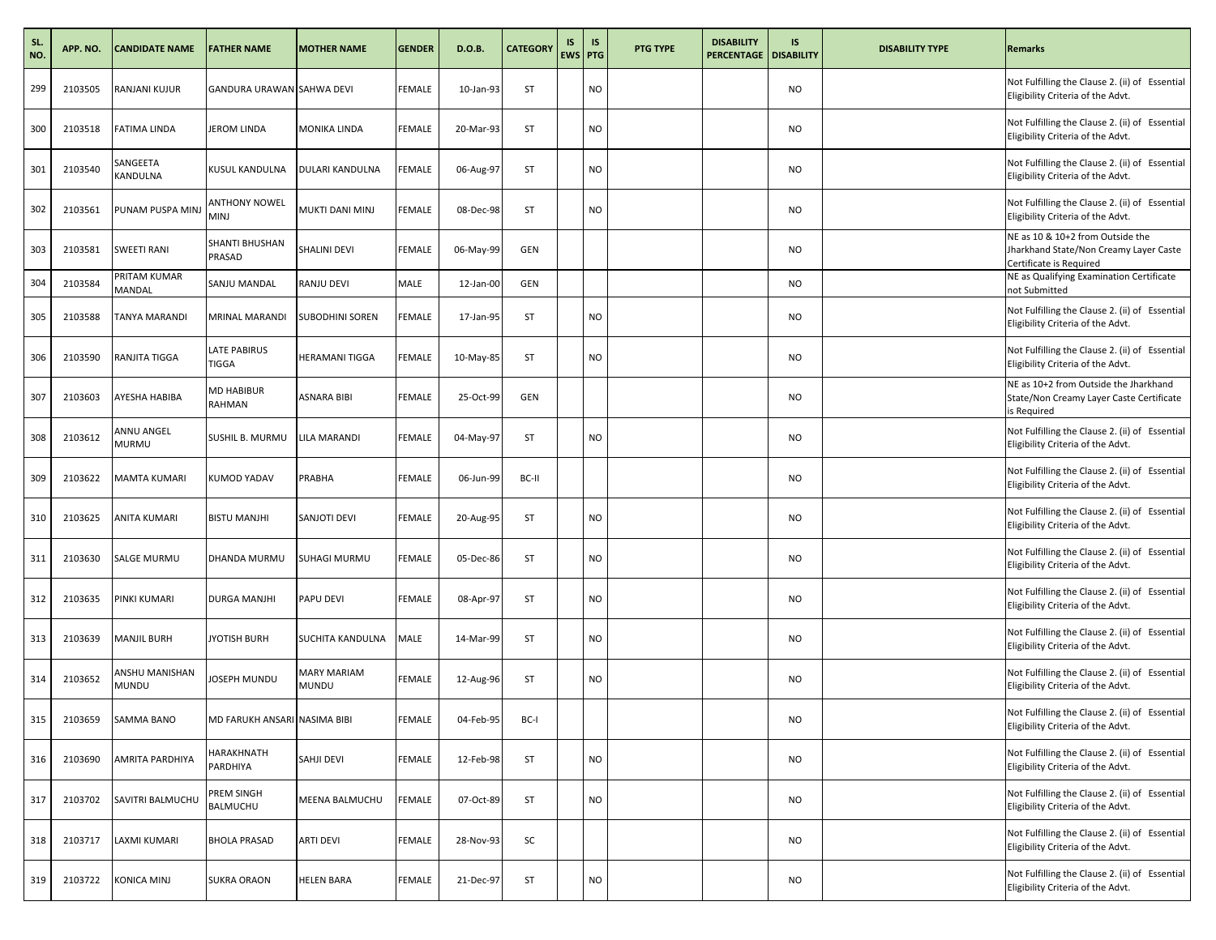| SL. NO. | APP. NO. | CANDIDATE NAME | FATHER NAME | MOTHER NAME | GENDER | D.O.B. | CATEGORY | IS EWS | IS PTG | PTG TYPE | DISABILITY PERCENTAGE | IS DISABILITY | DISABILITY TYPE | Remarks |
|---|---|---|---|---|---|---|---|---|---|---|---|---|---|---|
| 299 | 2103505 | RANJANI KUJUR | GANDURA URAWAN | SAHWA DEVI | FEMALE | 10-Jan-93 | ST | | NO | | | NO | | Not Fulfilling the Clause 2. (ii) of Essential Eligibility Criteria of the Advt. |
| 300 | 2103518 | FATIMA LINDA | JEROM LINDA | MONIKA LINDA | FEMALE | 20-Mar-93 | ST | | NO | | | NO | | Not Fulfilling the Clause 2. (ii) of Essential Eligibility Criteria of the Advt. |
| 301 | 2103540 | SANGEETA KANDULNA | KUSUL KANDULNA | DULARI KANDULNA | FEMALE | 06-Aug-97 | ST | | NO | | | NO | | Not Fulfilling the Clause 2. (ii) of Essential Eligibility Criteria of the Advt. |
| 302 | 2103561 | PUNAM PUSPA MINJ | ANTHONY NOWEL MINJ | MUKTI DANI MINJ | FEMALE | 08-Dec-98 | ST | | NO | | | NO | | Not Fulfilling the Clause 2. (ii) of Essential Eligibility Criteria of the Advt. |
| 303 | 2103581 | SWEETI RANI | SHANTI BHUSHAN PRASAD | SHALINI DEVI | FEMALE | 06-May-99 | GEN | | | | | NO | | NE as 10 & 10+2 from Outside the Jharkhand State/Non Creamy Layer Caste Certificate is Required |
| 304 | 2103584 | PRITAM KUMAR MANDAL | SANJU MANDAL | RANJU DEVI | MALE | 12-Jan-00 | GEN | | | | | NO | | NE as Qualifying Examination Certificate not Submitted |
| 305 | 2103588 | TANYA MARANDI | MRINAL MARANDI | SUBODHINI SOREN | FEMALE | 17-Jan-95 | ST | | NO | | | NO | | Not Fulfilling the Clause 2. (ii) of Essential Eligibility Criteria of the Advt. |
| 306 | 2103590 | RANJITA TIGGA | LATE PABIRUS TIGGA | HERAMANI TIGGA | FEMALE | 10-May-85 | ST | | NO | | | NO | | Not Fulfilling the Clause 2. (ii) of Essential Eligibility Criteria of the Advt. |
| 307 | 2103603 | AYESHA HABIBA | MD HABIBUR RAHMAN | ASNARA BIBI | FEMALE | 25-Oct-99 | GEN | | | | | NO | | NE as 10+2 from Outside the Jharkhand State/Non Creamy Layer Caste Certificate is Required |
| 308 | 2103612 | ANNU ANGEL MURMU | SUSHIL B. MURMU | LILA MARANDI | FEMALE | 04-May-97 | ST | | NO | | | NO | | Not Fulfilling the Clause 2. (ii) of Essential Eligibility Criteria of the Advt. |
| 309 | 2103622 | MAMTA KUMARI | KUMOD YADAV | PRABHA | FEMALE | 06-Jun-99 | BC-II | | | | | NO | | Not Fulfilling the Clause 2. (ii) of Essential Eligibility Criteria of the Advt. |
| 310 | 2103625 | ANITA KUMARI | BISTU MANJHI | SANJOTI DEVI | FEMALE | 20-Aug-95 | ST | | NO | | | NO | | Not Fulfilling the Clause 2. (ii) of Essential Eligibility Criteria of the Advt. |
| 311 | 2103630 | SALGE MURMU | DHANDA MURMU | SUHAGI MURMU | FEMALE | 05-Dec-86 | ST | | NO | | | NO | | Not Fulfilling the Clause 2. (ii) of Essential Eligibility Criteria of the Advt. |
| 312 | 2103635 | PINKI KUMARI | DURGA MANJHI | PAPU DEVI | FEMALE | 08-Apr-97 | ST | | NO | | | NO | | Not Fulfilling the Clause 2. (ii) of Essential Eligibility Criteria of the Advt. |
| 313 | 2103639 | MANJIL BURH | JYOTISH BURH | SUCHITA KANDULNA | MALE | 14-Mar-99 | ST | | NO | | | NO | | Not Fulfilling the Clause 2. (ii) of Essential Eligibility Criteria of the Advt. |
| 314 | 2103652 | ANSHU MANISHAN MUNDU | JOSEPH MUNDU | MARY MARIAM MUNDU | FEMALE | 12-Aug-96 | ST | | NO | | | NO | | Not Fulfilling the Clause 2. (ii) of Essential Eligibility Criteria of the Advt. |
| 315 | 2103659 | SAMMA BANO | MD FARUKH ANSARI | NASIMA BIBI | FEMALE | 04-Feb-95 | BC-I | | | | | NO | | Not Fulfilling the Clause 2. (ii) of Essential Eligibility Criteria of the Advt. |
| 316 | 2103690 | AMRITA PARDHIYA | HARAKHNATH PARDHIYA | SAHJI DEVI | FEMALE | 12-Feb-98 | ST | | NO | | | NO | | Not Fulfilling the Clause 2. (ii) of Essential Eligibility Criteria of the Advt. |
| 317 | 2103702 | SAVITRI BALMUCHU | PREM SINGH BALMUCHU | MEENA BALMUCHU | FEMALE | 07-Oct-89 | ST | | NO | | | NO | | Not Fulfilling the Clause 2. (ii) of Essential Eligibility Criteria of the Advt. |
| 318 | 2103717 | LAXMI KUMARI | BHOLA PRASAD | ARTI DEVI | FEMALE | 28-Nov-93 | SC | | | | | NO | | Not Fulfilling the Clause 2. (ii) of Essential Eligibility Criteria of the Advt. |
| 319 | 2103722 | KONICA MINJ | SUKRA ORAON | HELEN BARA | FEMALE | 21-Dec-97 | ST | | NO | | | NO | | Not Fulfilling the Clause 2. (ii) of Essential Eligibility Criteria of the Advt. |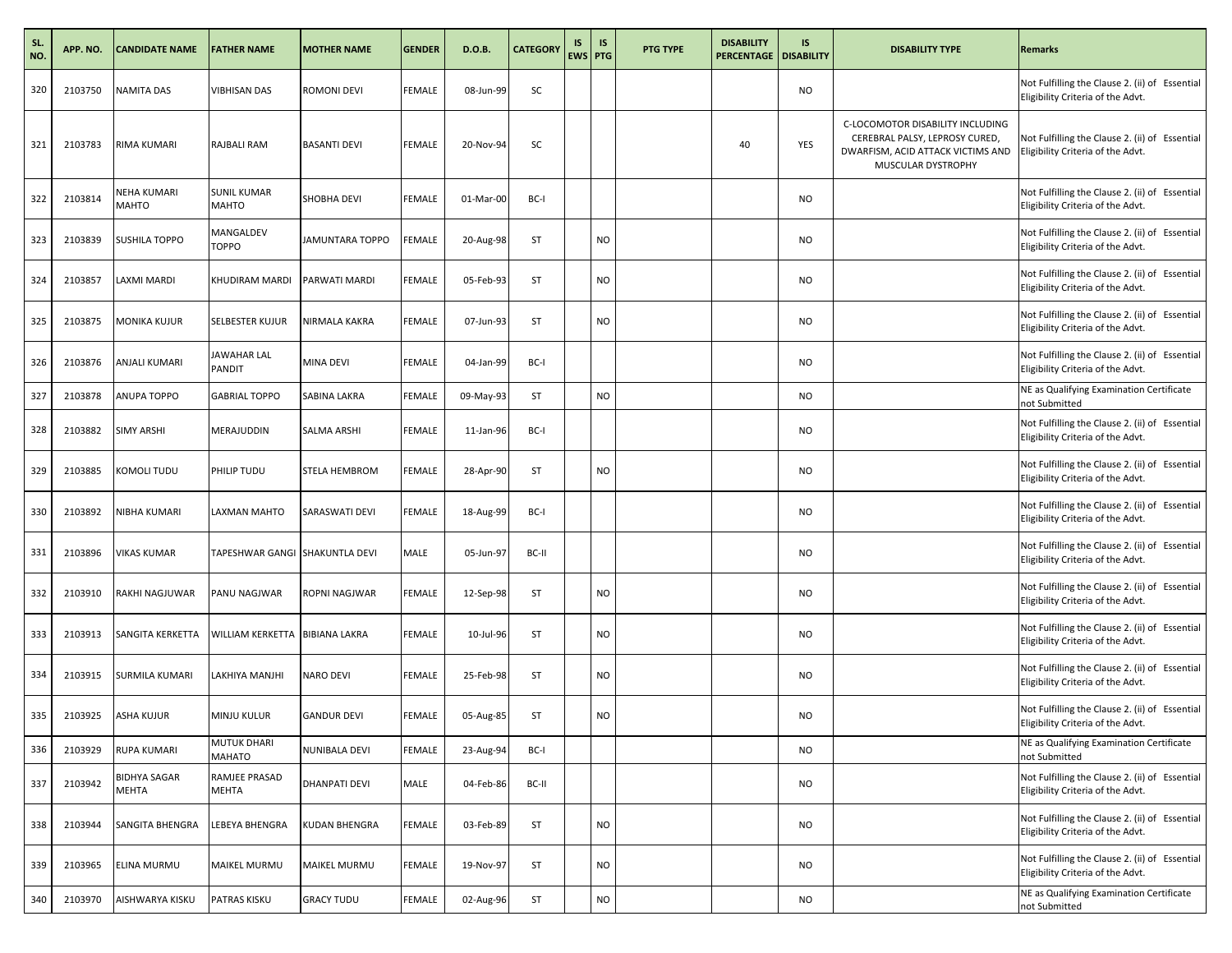| SL. NO. | APP. NO. | CANDIDATE NAME | FATHER NAME | MOTHER NAME | GENDER | D.O.B. | CATEGORY | IS EWS | IS PTG | PTG TYPE | DISABILITY PERCENTAGE | IS DISABILITY | DISABILITY TYPE | Remarks |
|---|---|---|---|---|---|---|---|---|---|---|---|---|---|---|
| 320 | 2103750 | NAMITA DAS | VIBHISAN DAS | ROMONI DEVI | FEMALE | 08-Jun-99 | SC | | | | | NO | | Not Fulfilling the Clause 2. (ii) of Essential Eligibility Criteria of the Advt. |
| 321 | 2103783 | RIMA KUMARI | RAJBALI RAM | BASANTI DEVI | FEMALE | 20-Nov-94 | SC | | | | 40 | YES | C-LOCOMOTOR DISABILITY INCLUDING CEREBRAL PALSY, LEPROSY CURED, DWARFISM, ACID ATTACK VICTIMS AND MUSCULAR DYSTROPHY | Not Fulfilling the Clause 2. (ii) of Essential Eligibility Criteria of the Advt. |
| 322 | 2103814 | NEHA KUMARI MAHTO | SUNIL KUMAR MAHTO | SHOBHA DEVI | FEMALE | 01-Mar-00 | BC-I | | | | | NO | | Not Fulfilling the Clause 2. (ii) of Essential Eligibility Criteria of the Advt. |
| 323 | 2103839 | SUSHILA TOPPO | MANGALDEV TOPPO | JAMUNTARA TOPPO | FEMALE | 20-Aug-98 | ST | | NO | | | NO | | Not Fulfilling the Clause 2. (ii) of Essential Eligibility Criteria of the Advt. |
| 324 | 2103857 | LAXMI MARDI | KHUDIRAM MARDI | PARWATI MARDI | FEMALE | 05-Feb-93 | ST | | NO | | | NO | | Not Fulfilling the Clause 2. (ii) of Essential Eligibility Criteria of the Advt. |
| 325 | 2103875 | MONIKA KUJUR | SELBESTER KUJUR | NIRMALA KAKRA | FEMALE | 07-Jun-93 | ST | | NO | | | NO | | Not Fulfilling the Clause 2. (ii) of Essential Eligibility Criteria of the Advt. |
| 326 | 2103876 | ANJALI KUMARI | JAWAHAR LAL PANDIT | MINA DEVI | FEMALE | 04-Jan-99 | BC-I | | | | | NO | | Not Fulfilling the Clause 2. (ii) of Essential Eligibility Criteria of the Advt. |
| 327 | 2103878 | ANUPA TOPPO | GABRIAL TOPPO | SABINA LAKRA | FEMALE | 09-May-93 | ST | | NO | | | NO | | NE as Qualifying Examination Certificate not Submitted |
| 328 | 2103882 | SIMY ARSHI | MERAJUDDIN | SALMA ARSHI | FEMALE | 11-Jan-96 | BC-I | | | | | NO | | Not Fulfilling the Clause 2. (ii) of Essential Eligibility Criteria of the Advt. |
| 329 | 2103885 | KOMOLI TUDU | PHILIP TUDU | STELA HEMBROM | FEMALE | 28-Apr-90 | ST | | NO | | | NO | | Not Fulfilling the Clause 2. (ii) of Essential Eligibility Criteria of the Advt. |
| 330 | 2103892 | NIBHA KUMARI | LAXMAN MAHTO | SARASWATI DEVI | FEMALE | 18-Aug-99 | BC-I | | | | | NO | | Not Fulfilling the Clause 2. (ii) of Essential Eligibility Criteria of the Advt. |
| 331 | 2103896 | VIKAS KUMAR | TAPESHWAR GANGI | SHAKUNTLA DEVI | MALE | 05-Jun-97 | BC-II | | | | | NO | | Not Fulfilling the Clause 2. (ii) of Essential Eligibility Criteria of the Advt. |
| 332 | 2103910 | RAKHI NAGJUWAR | PANU NAGJWAR | ROPNI NAGJWAR | FEMALE | 12-Sep-98 | ST | | NO | | | NO | | Not Fulfilling the Clause 2. (ii) of Essential Eligibility Criteria of the Advt. |
| 333 | 2103913 | SANGITA KERKETTA | WILLIAM KERKETTA | BIBIANA LAKRA | FEMALE | 10-Jul-96 | ST | | NO | | | NO | | Not Fulfilling the Clause 2. (ii) of Essential Eligibility Criteria of the Advt. |
| 334 | 2103915 | SURMILA KUMARI | LAKHIYA MANJHI | NARO DEVI | FEMALE | 25-Feb-98 | ST | | NO | | | NO | | Not Fulfilling the Clause 2. (ii) of Essential Eligibility Criteria of the Advt. |
| 335 | 2103925 | ASHA KUJUR | MINJU KULUR | GANDUR DEVI | FEMALE | 05-Aug-85 | ST | | NO | | | NO | | Not Fulfilling the Clause 2. (ii) of Essential Eligibility Criteria of the Advt. |
| 336 | 2103929 | RUPA KUMARI | MUTUK DHARI MAHATO | NUNIBALA DEVI | FEMALE | 23-Aug-94 | BC-I | | | | | NO | | NE as Qualifying Examination Certificate not Submitted |
| 337 | 2103942 | BIDHYA SAGAR MEHTA | RAMJEE PRASAD MEHTA | DHANPATI DEVI | MALE | 04-Feb-86 | BC-II | | | | | NO | | Not Fulfilling the Clause 2. (ii) of Essential Eligibility Criteria of the Advt. |
| 338 | 2103944 | SANGITA BHENGRA | LEBEYA BHENGRA | KUDAN BHENGRA | FEMALE | 03-Feb-89 | ST | | NO | | | NO | | Not Fulfilling the Clause 2. (ii) of Essential Eligibility Criteria of the Advt. |
| 339 | 2103965 | ELINA MURMU | MAIKEL MURMU | MAIKEL MURMU | FEMALE | 19-Nov-97 | ST | | NO | | | NO | | Not Fulfilling the Clause 2. (ii) of Essential Eligibility Criteria of the Advt. |
| 340 | 2103970 | AISHWARYA KISKU | PATRAS KISKU | GRACY TUDU | FEMALE | 02-Aug-96 | ST | | NO | | | NO | | NE as Qualifying Examination Certificate not Submitted |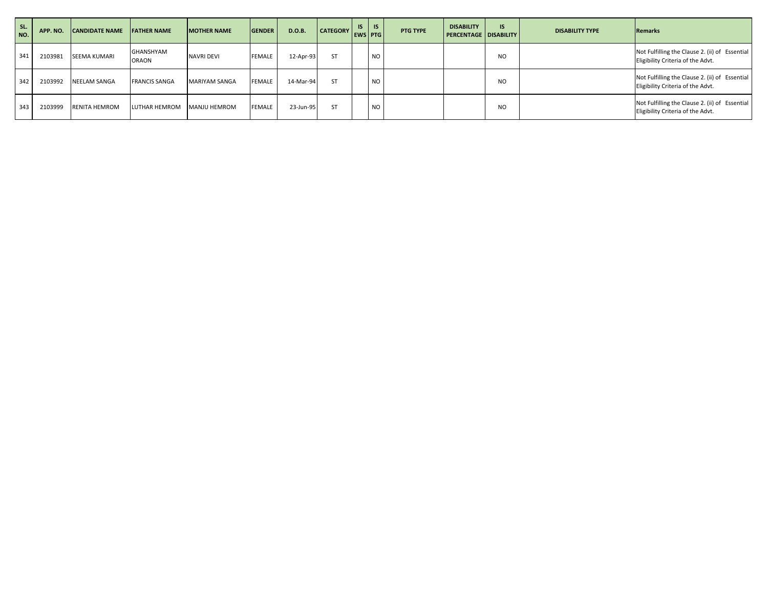| SL. NO. | APP. NO. | CANDIDATE NAME | FATHER NAME | MOTHER NAME | GENDER | D.O.B. | CATEGORY | IS EWS | IS PTG | PTG TYPE | DISABILITY PERCENTAGE | IS DISABILITY | DISABILITY TYPE | Remarks |
|---|---|---|---|---|---|---|---|---|---|---|---|---|---|---|
| 341 | 2103981 | SEEMA KUMARI | GHANSHYAM ORAON | NAVRI DEVI | FEMALE | 12-Apr-93 | ST | | NO | | | NO | | Not Fulfilling the Clause 2. (ii) of Essential Eligibility Criteria of the Advt. |
| 342 | 2103992 | NEELAM SANGA | FRANCIS SANGA | MARIYAM SANGA | FEMALE | 14-Mar-94 | ST | | NO | | | NO | | Not Fulfilling the Clause 2. (ii) of Essential Eligibility Criteria of the Advt. |
| 343 | 2103999 | RENITA HEMROM | LUTHAR HEMROM | MANJU HEMROM | FEMALE | 23-Jun-95 | ST | | NO | | | NO | | Not Fulfilling the Clause 2. (ii) of Essential Eligibility Criteria of the Advt. |